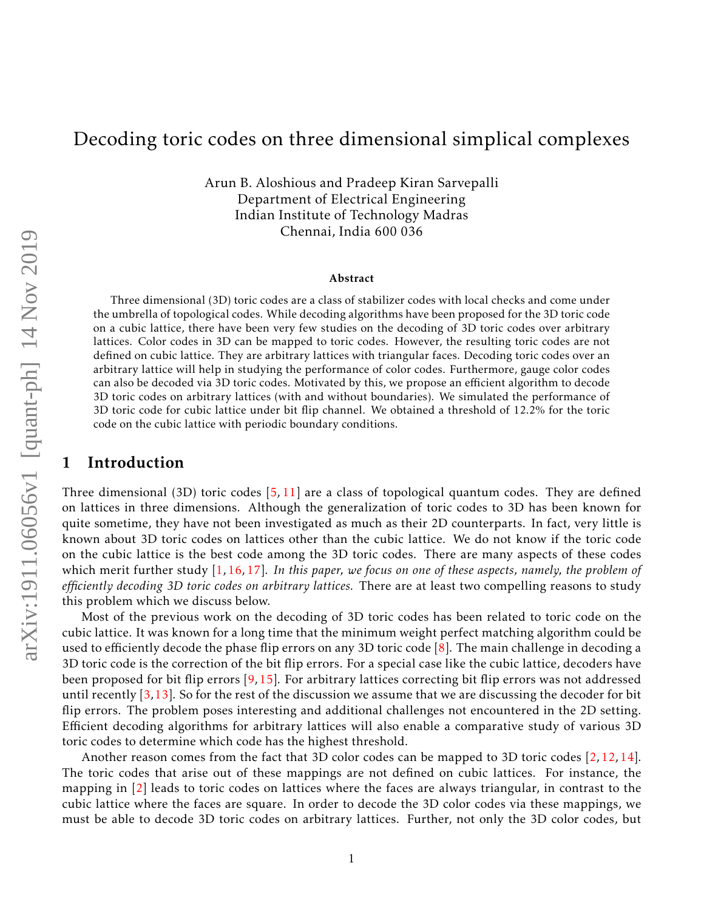# Decoding toric codes on three dimensional simplical complexes

Arun B. Aloshious and Pradeep Kiran Sarvepalli
Department of Electrical Engineering
Indian Institute of Technology Madras
Chennai, India 600 036

### Abstract

Three dimensional (3D) toric codes are a class of stabilizer codes with local checks and come under the umbrella of topological codes. While decoding algorithms have been proposed for the 3D toric code on a cubic lattice, there have been very few studies on the decoding of 3D toric codes over arbitrary lattices. Color codes in 3D can be mapped to toric codes. However, the resulting toric codes are not defined on cubic lattice. They are arbitrary lattices with triangular faces. Decoding toric codes over an arbitrary lattice will help in studying the performance of color codes. Furthermore, gauge color codes can also be decoded via 3D toric codes. Motivated by this, we propose an efficient algorithm to decode 3D toric codes on arbitrary lattices (with and without boundaries). We simulated the performance of 3D toric code for cubic lattice under bit flip channel. We obtained a threshold of 12.2% for the toric code on the cubic lattice with periodic boundary conditions.

## 1 Introduction

Three dimensional (3D) toric codes [5, 11] are a class of topological quantum codes. They are defined on lattices in three dimensions. Although the generalization of toric codes to 3D has been known for quite sometime, they have not been investigated as much as their 2D counterparts. In fact, very little is known about 3D toric codes on lattices other than the cubic lattice. We do not know if the toric code on the cubic lattice is the best code among the 3D toric codes. There are many aspects of these codes which merit further study [1, 16, 17]. *In this paper, we focus on one of these aspects, namely, the problem of efficiently decoding 3D toric codes on arbitrary lattices.* There are at least two compelling reasons to study this problem which we discuss below.

Most of the previous work on the decoding of 3D toric codes has been related to toric code on the cubic lattice. It was known for a long time that the minimum weight perfect matching algorithm could be used to efficiently decode the phase flip errors on any 3D toric code [8]. The main challenge in decoding a 3D toric code is the correction of the bit flip errors. For a special case like the cubic lattice, decoders have been proposed for bit flip errors [9, 15]. For arbitrary lattices correcting bit flip errors was not addressed until recently [3, 13]. So for the rest of the discussion we assume that we are discussing the decoder for bit flip errors. The problem poses interesting and additional challenges not encountered in the 2D setting. Efficient decoding algorithms for arbitrary lattices will also enable a comparative study of various 3D toric codes to determine which code has the highest threshold.

Another reason comes from the fact that 3D color codes can be mapped to 3D toric codes [2, 12, 14]. The toric codes that arise out of these mappings are not defined on cubic lattices. For instance, the mapping in [2] leads to toric codes on lattices where the faces are always triangular, in contrast to the cubic lattice where the faces are square. In order to decode the 3D color codes via these mappings, we must be able to decode 3D toric codes on arbitrary lattices. Further, not only the 3D color codes, but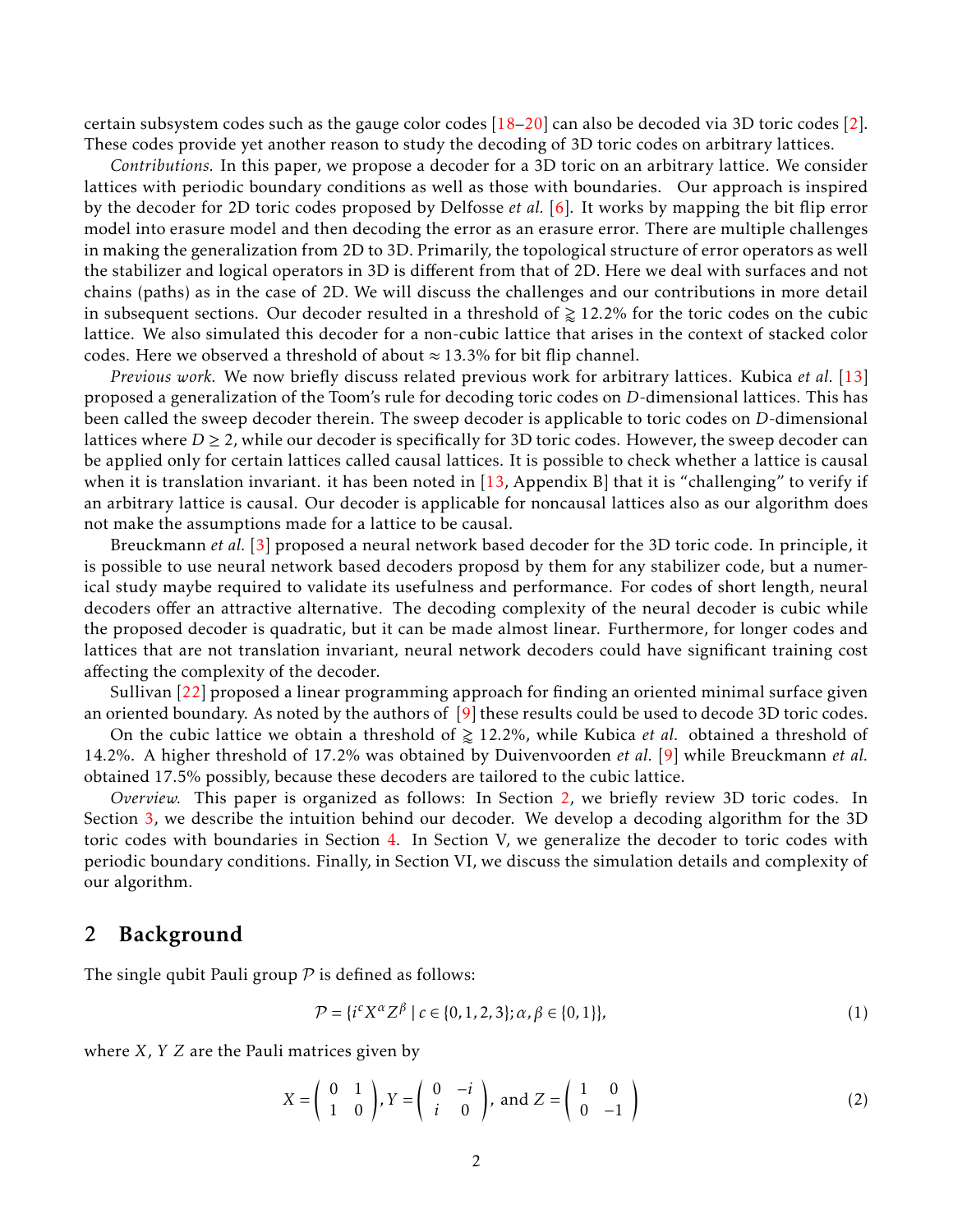certain subsystem codes such as the gauge color codes [18–20] can also be decoded via 3D toric codes [2]. These codes provide yet another reason to study the decoding of 3D toric codes on arbitrary lattices.

*Contributions.* In this paper, we propose a decoder for a 3D toric on an arbitrary lattice. We consider lattices with periodic boundary conditions as well as those with boundaries. Our approach is inspired by the decoder for 2D toric codes proposed by Delfosse *et al.* [6]. It works by mapping the bit flip error model into erasure model and then decoding the error as an erasure error. There are multiple challenges in making the generalization from 2D to 3D. Primarily, the topological structure of error operators as well the stabilizer and logical operators in 3D is different from that of 2D. Here we deal with surfaces and not chains (paths) as in the case of 2D. We will discuss the challenges and our contributions in more detail in subsequent sections. Our decoder resulted in a threshold of $\gtrapprox 12.2\%$ for the toric codes on the cubic lattice. We also simulated this decoder for a non-cubic lattice that arises in the context of stacked color codes. Here we observed a threshold of about $\approx 13.3\%$ for bit flip channel.

*Previous work.* We now briefly discuss related previous work for arbitrary lattices. Kubica *et al.* [13] proposed a generalization of the Toom's rule for decoding toric codes on $D$-dimensional lattices. This has been called the sweep decoder therein. The sweep decoder is applicable to toric codes on $D$-dimensional lattices where $D \geq 2$, while our decoder is specifically for 3D toric codes. However, the sweep decoder can be applied only for certain lattices called causal lattices. It is possible to check whether a lattice is causal when it is translation invariant. it has been noted in [13, Appendix B] that it is "challenging" to verify if an arbitrary lattice is causal. Our decoder is applicable for noncausal lattices also as our algorithm does not make the assumptions made for a lattice to be causal.

Breuckmann *et al.* [3] proposed a neural network based decoder for the 3D toric code. In principle, it is possible to use neural network based decoders proposd by them for any stabilizer code, but a numerical study maybe required to validate its usefulness and performance. For codes of short length, neural decoders offer an attractive alternative. The decoding complexity of the neural decoder is cubic while the proposed decoder is quadratic, but it can be made almost linear. Furthermore, for longer codes and lattices that are not translation invariant, neural network decoders could have significant training cost affecting the complexity of the decoder.

Sullivan [22] proposed a linear programming approach for finding an oriented minimal surface given an oriented boundary. As noted by the authors of [9] these results could be used to decode 3D toric codes.

On the cubic lattice we obtain a threshold of $\gtrapprox 12.2\%$, while Kubica *et al.* obtained a threshold of 14.2%. A higher threshold of 17.2% was obtained by Duivenvoorden *et al.* [9] while Breuckmann *et al.* obtained 17.5% possibly, because these decoders are tailored to the cubic lattice.

*Overview.* This paper is organized as follows: In Section 2, we briefly review 3D toric codes. In Section 3, we describe the intuition behind our decoder. We develop a decoding algorithm for the 3D toric codes with boundaries in Section 4. In Section V, we generalize the decoder to toric codes with periodic boundary conditions. Finally, in Section VI, we discuss the simulation details and complexity of our algorithm.

## 2 Background

The single qubit Pauli group $\mathcal{P}$ is defined as follows:

$$\mathcal{P} = \{i^c X^\alpha Z^\beta \mid c \in \{0,1,2,3\}; \alpha, \beta \in \{0,1\}\}, \tag{1}$$

where $X$, $Y$ $Z$ are the Pauli matrices given by

$$X = \begin{pmatrix} 0 & 1 \\ 1 & 0 \end{pmatrix}, Y = \begin{pmatrix} 0 & -i \\ i & 0 \end{pmatrix}, \text{ and } Z = \begin{pmatrix} 1 & 0 \\ 0 & -1 \end{pmatrix} \tag{2}$$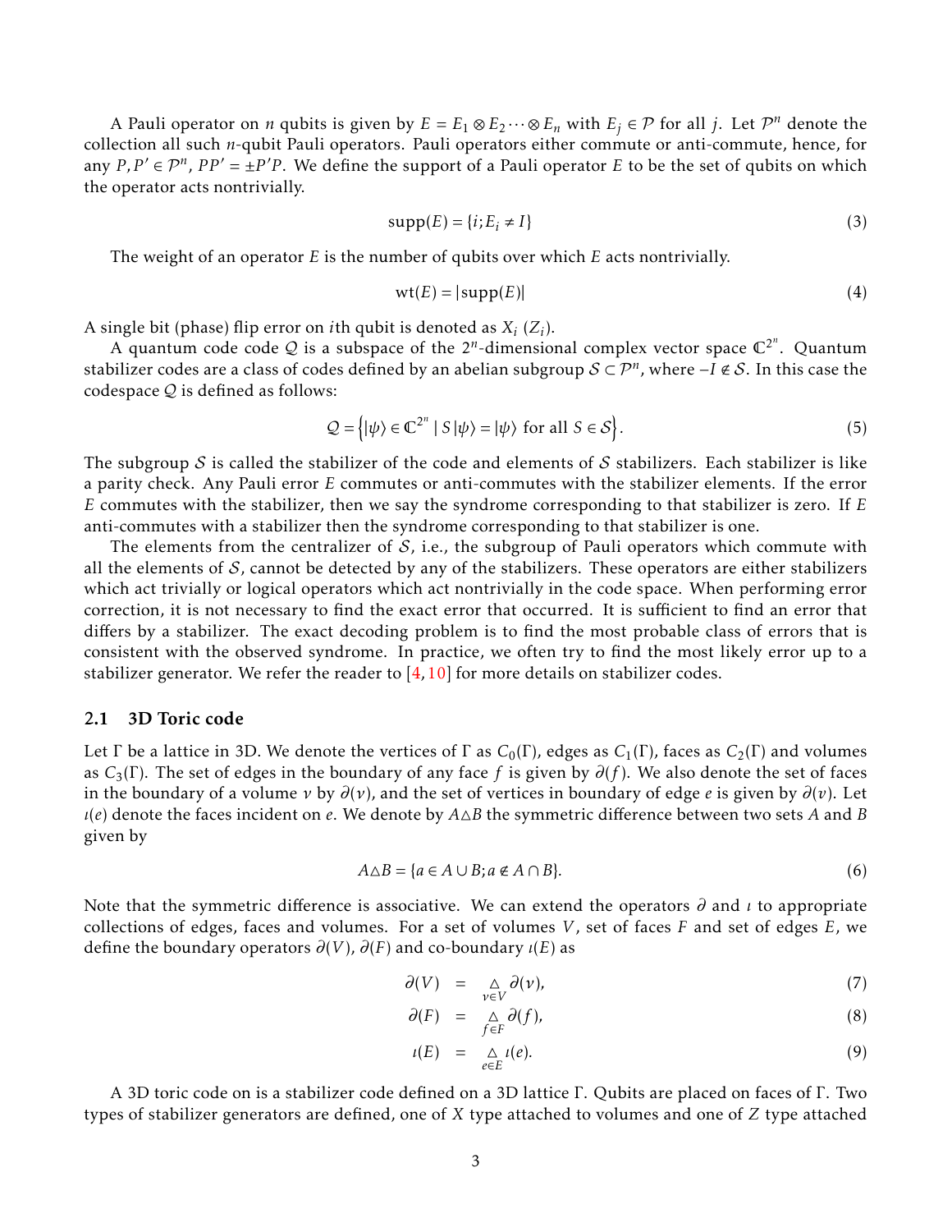A Pauli operator on $n$ qubits is given by $E = E_1 \otimes E_2 \cdots \otimes E_n$ with $E_j \in \mathcal{P}$ for all $j$. Let $\mathcal{P}^n$ denote the collection all such $n$-qubit Pauli operators. Pauli operators either commute or anti-commute, hence, for any $P, P' \in \mathcal{P}^n$, $PP' = \pm P'P$. We define the support of a Pauli operator $E$ to be the set of qubits on which the operator acts nontrivially.

$$\mathrm{supp}(E) = \{i; E_i \neq I\} \tag{3}$$

The weight of an operator $E$ is the number of qubits over which $E$ acts nontrivially.

$$\mathrm{wt}(E) = |\mathrm{supp}(E)| \tag{4}$$

A single bit (phase) flip error on $i$th qubit is denoted as $X_i$ ($Z_i$).

A quantum code code $\mathcal{Q}$ is a subspace of the $2^n$-dimensional complex vector space $\mathbb{C}^{2^n}$. Quantum stabilizer codes are a class of codes defined by an abelian subgroup $\mathcal{S} \subset \mathcal{P}^n$, where $-I \notin \mathcal{S}$. In this case the codespace $\mathcal{Q}$ is defined as follows:

$$\mathcal{Q} = \left\{ |\psi\rangle \in \mathbb{C}^{2^n} \mid S|\psi\rangle = |\psi\rangle \text{ for all } S \in \mathcal{S} \right\}. \tag{5}$$

The subgroup $\mathcal{S}$ is called the stabilizer of the code and elements of $\mathcal{S}$ stabilizers. Each stabilizer is like a parity check. Any Pauli error $E$ commutes or anti-commutes with the stabilizer elements. If the error $E$ commutes with the stabilizer, then we say the syndrome corresponding to that stabilizer is zero. If $E$ anti-commutes with a stabilizer then the syndrome corresponding to that stabilizer is one.

The elements from the centralizer of $\mathcal{S}$, i.e., the subgroup of Pauli operators which commute with all the elements of $\mathcal{S}$, cannot be detected by any of the stabilizers. These operators are either stabilizers which act trivially or logical operators which act nontrivially in the code space. When performing error correction, it is not necessary to find the exact error that occurred. It is sufficient to find an error that differs by a stabilizer. The exact decoding problem is to find the most probable class of errors that is consistent with the observed syndrome. In practice, we often try to find the most likely error up to a stabilizer generator. We refer the reader to [4, 10] for more details on stabilizer codes.

### 2.1 3D Toric code

Let $\Gamma$ be a lattice in 3D. We denote the vertices of $\Gamma$ as $C_0(\Gamma)$, edges as $C_1(\Gamma)$, faces as $C_2(\Gamma)$ and volumes as $C_3(\Gamma)$. The set of edges in the boundary of any face $f$ is given by $\partial(f)$. We also denote the set of faces in the boundary of a volume $v$ by $\partial(v)$, and the set of vertices in boundary of edge $e$ is given by $\partial(v)$. Let $\imath(e)$ denote the faces incident on $e$. We denote by $A \triangle B$ the symmetric difference between two sets $A$ and $B$ given by

$$A \triangle B = \{a \in A \cup B; a \notin A \cap B\}. \tag{6}$$

Note that the symmetric difference is associative. We can extend the operators $\partial$ and $\imath$ to appropriate collections of edges, faces and volumes. For a set of volumes $V$, set of faces $F$ and set of edges $E$, we define the boundary operators $\partial(V)$, $\partial(F)$ and co-boundary $\imath(E)$ as

$$\partial(V) = \mathop{\triangle}_{v \in V} \partial(v), \tag{7}$$

$$\partial(F) = \mathop{\triangle}_{f \in F} \partial(f), \tag{8}$$

$$\imath(E) = \mathop{\triangle}_{e \in E} \imath(e). \tag{9}$$

A 3D toric code on is a stabilizer code defined on a 3D lattice $\Gamma$. Qubits are placed on faces of $\Gamma$. Two types of stabilizer generators are defined, one of $X$ type attached to volumes and one of $Z$ type attached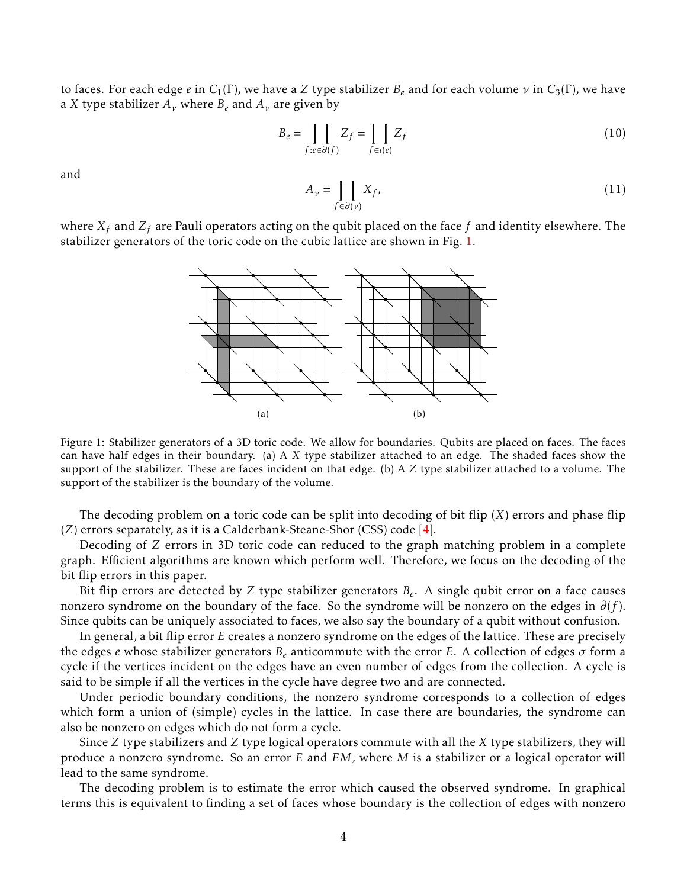to faces. For each edge $e$ in $C_1(\Gamma)$, we have a $Z$ type stabilizer $B_e$ and for each volume $v$ in $C_3(\Gamma)$, we have a $X$ type stabilizer $A_v$ where $B_e$ and $A_v$ are given by

$$B_e = \prod_{f: e \in \partial(f)} Z_f = \prod_{f \in \iota(e)} Z_f \tag{10}$$

and

$$A_v = \prod_{f \in \partial(v)} X_f, \tag{11}$$

where $X_f$ and $Z_f$ are Pauli operators acting on the qubit placed on the face $f$ and identity elsewhere. The stabilizer generators of the toric code on the cubic lattice are shown in Fig. 1.

(a) (b)

Figure 1: Stabilizer generators of a 3D toric code. We allow for boundaries. Qubits are placed on faces. The faces can have half edges in their boundary. (a) A $X$ type stabilizer attached to an edge. The shaded faces show the support of the stabilizer. These are faces incident on that edge. (b) A $Z$ type stabilizer attached to a volume. The support of the stabilizer is the boundary of the volume.

The decoding problem on a toric code can be split into decoding of bit flip ($X$) errors and phase flip ($Z$) errors separately, as it is a Calderbank-Steane-Shor (CSS) code [4].

Decoding of $Z$ errors in 3D toric code can reduced to the graph matching problem in a complete graph. Efficient algorithms are known which perform well. Therefore, we focus on the decoding of the bit flip errors in this paper.

Bit flip errors are detected by $Z$ type stabilizer generators $B_e$. A single qubit error on a face causes nonzero syndrome on the boundary of the face. So the syndrome will be nonzero on the edges in $\partial(f)$. Since qubits can be uniquely associated to faces, we also say the boundary of a qubit without confusion.

In general, a bit flip error $E$ creates a nonzero syndrome on the edges of the lattice. These are precisely the edges $e$ whose stabilizer generators $B_e$ anticommute with the error $E$. A collection of edges $\sigma$ form a cycle if the vertices incident on the edges have an even number of edges from the collection. A cycle is said to be simple if all the vertices in the cycle have degree two and are connected.

Under periodic boundary conditions, the nonzero syndrome corresponds to a collection of edges which form a union of (simple) cycles in the lattice. In case there are boundaries, the syndrome can also be nonzero on edges which do not form a cycle.

Since $Z$ type stabilizers and $Z$ type logical operators commute with all the $X$ type stabilizers, they will produce a nonzero syndrome. So an error $E$ and $EM$, where $M$ is a stabilizer or a logical operator will lead to the same syndrome.

The decoding problem is to estimate the error which caused the observed syndrome. In graphical terms this is equivalent to finding a set of faces whose boundary is the collection of edges with nonzero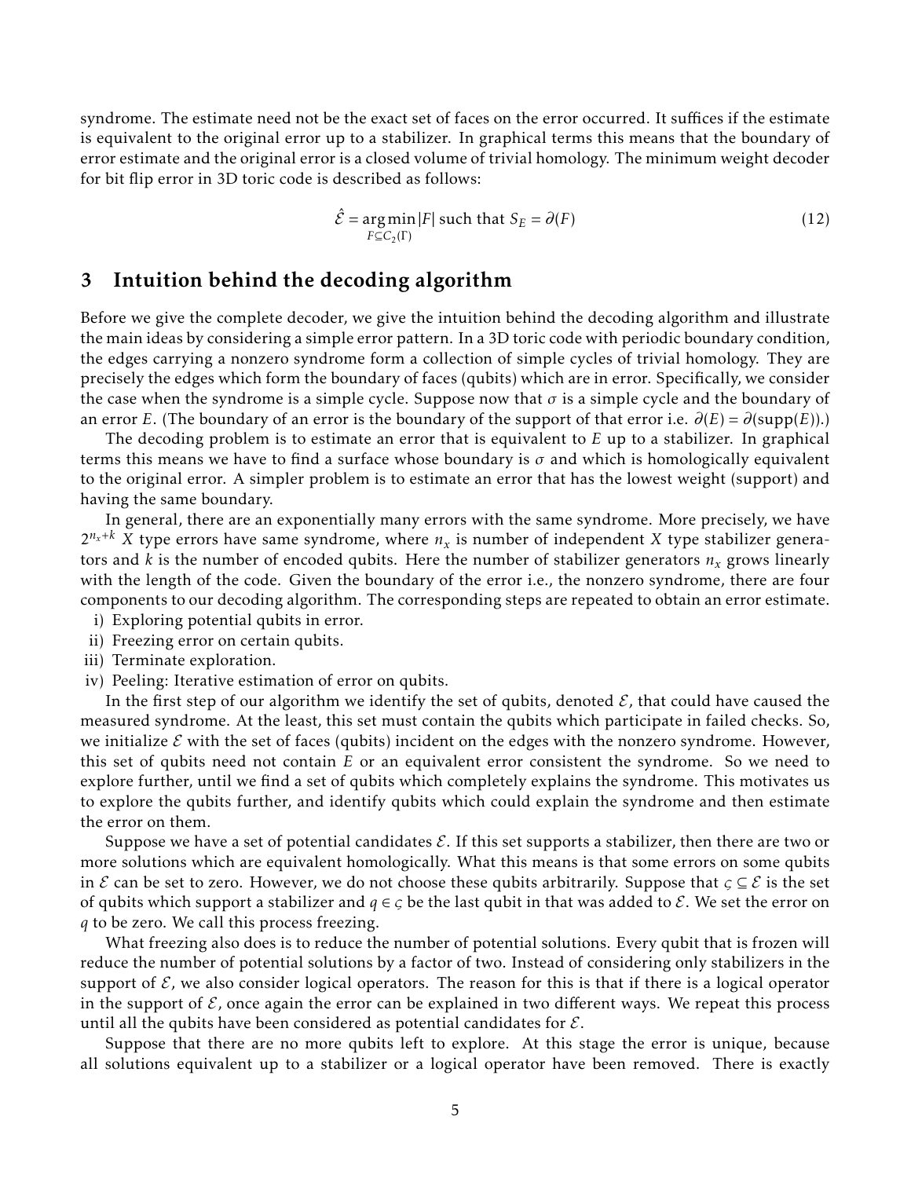syndrome. The estimate need not be the exact set of faces on the error occurred. It suffices if the estimate is equivalent to the original error up to a stabilizer. In graphical terms this means that the boundary of error estimate and the original error is a closed volume of trivial homology. The minimum weight decoder for bit flip error in 3D toric code is described as follows:

$$\hat{\mathcal{E}} = \underset{F \subseteq C_2(\Gamma)}{\arg\min} |F| \text{ such that } S_E = \partial(F) \tag{12}$$

## 3 Intuition behind the decoding algorithm

Before we give the complete decoder, we give the intuition behind the decoding algorithm and illustrate the main ideas by considering a simple error pattern. In a 3D toric code with periodic boundary condition, the edges carrying a nonzero syndrome form a collection of simple cycles of trivial homology. They are precisely the edges which form the boundary of faces (qubits) which are in error. Specifically, we consider the case when the syndrome is a simple cycle. Suppose now that $\sigma$ is a simple cycle and the boundary of an error $E$. (The boundary of an error is the boundary of the support of that error i.e. $\partial(E) = \partial(\text{supp}(E))$.)

The decoding problem is to estimate an error that is equivalent to $E$ up to a stabilizer. In graphical terms this means we have to find a surface whose boundary is $\sigma$ and which is homologically equivalent to the original error. A simpler problem is to estimate an error that has the lowest weight (support) and having the same boundary.

In general, there are an exponentially many errors with the same syndrome. More precisely, we have $2^{n_x+k}$ $X$ type errors have same syndrome, where $n_x$ is number of independent $X$ type stabilizer generators and $k$ is the number of encoded qubits. Here the number of stabilizer generators $n_x$ grows linearly with the length of the code. Given the boundary of the error i.e., the nonzero syndrome, there are four components to our decoding algorithm. The corresponding steps are repeated to obtain an error estimate.

i) Exploring potential qubits in error.
ii) Freezing error on certain qubits.
iii) Terminate exploration.
iv) Peeling: Iterative estimation of error on qubits.

In the first step of our algorithm we identify the set of qubits, denoted $\mathcal{E}$, that could have caused the measured syndrome. At the least, this set must contain the qubits which participate in failed checks. So, we initialize $\mathcal{E}$ with the set of faces (qubits) incident on the edges with the nonzero syndrome. However, this set of qubits need not contain $E$ or an equivalent error consistent the syndrome. So we need to explore further, until we find a set of qubits which completely explains the syndrome. This motivates us to explore the qubits further, and identify qubits which could explain the syndrome and then estimate the error on them.

Suppose we have a set of potential candidates $\mathcal{E}$. If this set supports a stabilizer, then there are two or more solutions which are equivalent homologically. What this means is that some errors on some qubits in $\mathcal{E}$ can be set to zero. However, we do not choose these qubits arbitrarily. Suppose that $\varsigma \subseteq \mathcal{E}$ is the set of qubits which support a stabilizer and $q \in \varsigma$ be the last qubit in that was added to $\mathcal{E}$. We set the error on $q$ to be zero. We call this process freezing.

What freezing also does is to reduce the number of potential solutions. Every qubit that is frozen will reduce the number of potential solutions by a factor of two. Instead of considering only stabilizers in the support of $\mathcal{E}$, we also consider logical operators. The reason for this is that if there is a logical operator in the support of $\mathcal{E}$, once again the error can be explained in two different ways. We repeat this process until all the qubits have been considered as potential candidates for $\mathcal{E}$.

Suppose that there are no more qubits left to explore. At this stage the error is unique, because all solutions equivalent up to a stabilizer or a logical operator have been removed. There is exactly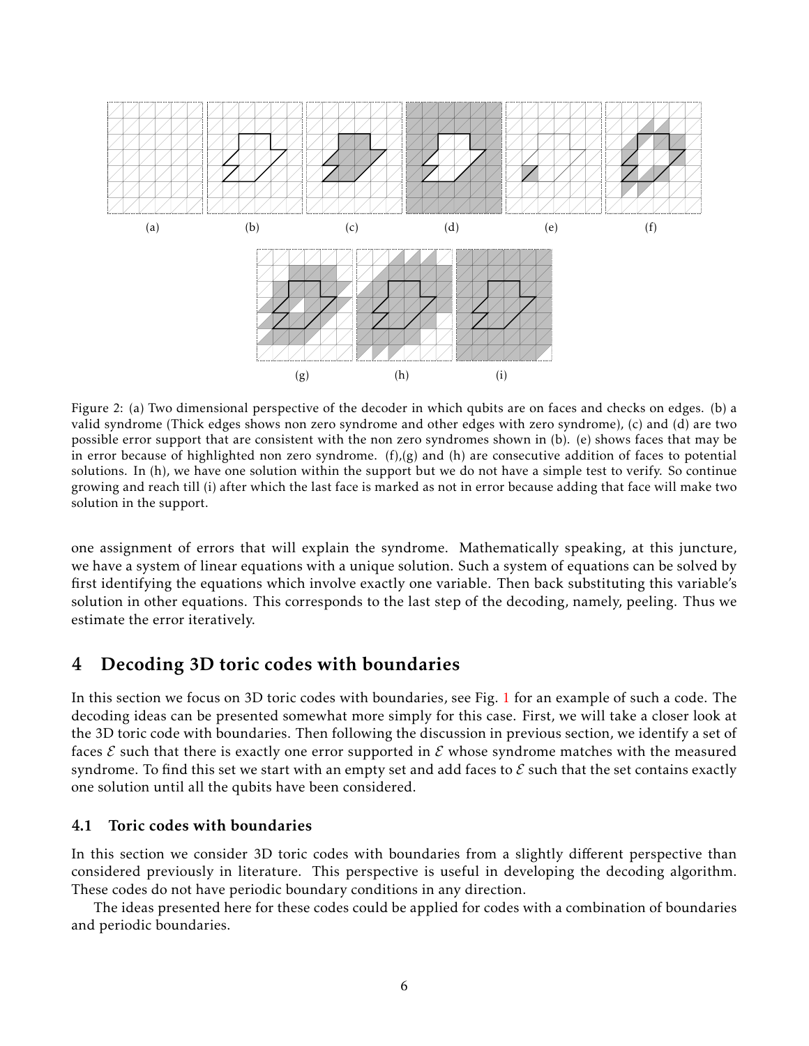Figure 2: (a) Two dimensional perspective of the decoder in which qubits are on faces and checks on edges. (b) a valid syndrome (Thick edges shows non zero syndrome and other edges with zero syndrome), (c) and (d) are two possible error support that are consistent with the non zero syndromes shown in (b). (e) shows faces that may be in error because of highlighted non zero syndrome. (f),(g) and (h) are consecutive addition of faces to potential solutions. In (h), we have one solution within the support but we do not have a simple test to verify. So continue growing and reach till (i) after which the last face is marked as not in error because adding that face will make two solution in the support.

one assignment of errors that will explain the syndrome. Mathematically speaking, at this juncture, we have a system of linear equations with a unique solution. Such a system of equations can be solved by first identifying the equations which involve exactly one variable. Then back substituting this variable's solution in other equations. This corresponds to the last step of the decoding, namely, peeling. Thus we estimate the error iteratively.

# 4 Decoding 3D toric codes with boundaries

In this section we focus on 3D toric codes with boundaries, see Fig. 1 for an example of such a code. The decoding ideas can be presented somewhat more simply for this case. First, we will take a closer look at the 3D toric code with boundaries. Then following the discussion in previous section, we identify a set of faces $\mathcal{E}$ such that there is exactly one error supported in $\mathcal{E}$ whose syndrome matches with the measured syndrome. To find this set we start with an empty set and add faces to $\mathcal{E}$ such that the set contains exactly one solution until all the qubits have been considered.

## 4.1 Toric codes with boundaries

In this section we consider 3D toric codes with boundaries from a slightly different perspective than considered previously in literature. This perspective is useful in developing the decoding algorithm. These codes do not have periodic boundary conditions in any direction.

The ideas presented here for these codes could be applied for codes with a combination of boundaries and periodic boundaries.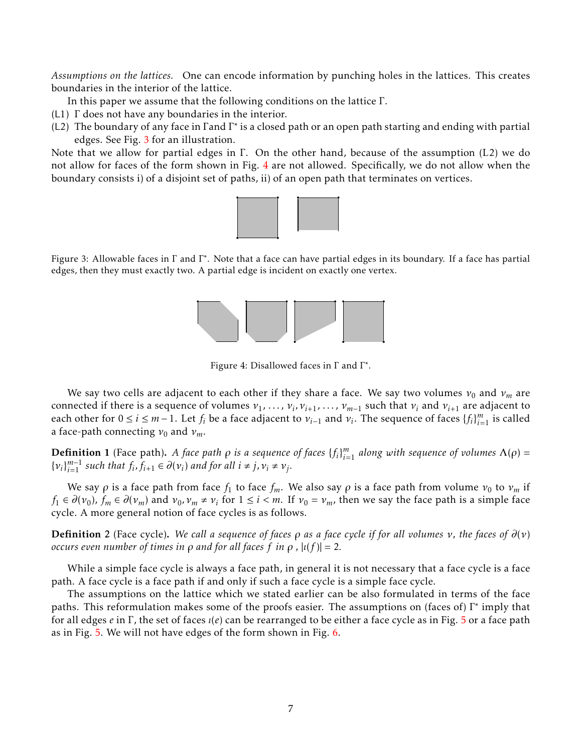*Assumptions on the lattices.* One can encode information by punching holes in the lattices. This creates boundaries in the interior of the lattice.

In this paper we assume that the following conditions on the lattice $\Gamma$.

(L1) $\Gamma$ does not have any boundaries in the interior.

(L2) The boundary of any face in $\Gamma$and $\Gamma^*$ is a closed path or an open path starting and ending with partial edges. See Fig. 3 for an illustration.

Note that we allow for partial edges in $\Gamma$. On the other hand, because of the assumption (L2) we do not allow for faces of the form shown in Fig. 4 are not allowed. Specifically, we do not allow when the boundary consists i) of a disjoint set of paths, ii) of an open path that terminates on vertices.

Figure 3: Allowable faces in $\Gamma$ and $\Gamma^*$. Note that a face can have partial edges in its boundary. If a face has partial edges, then they must exactly two. A partial edge is incident on exactly one vertex.

Figure 4: Disallowed faces in $\Gamma$ and $\Gamma^*$.

We say two cells are adjacent to each other if they share a face. We say two volumes $\nu_0$ and $\nu_m$ are connected if there is a sequence of volumes $\nu_1, \ldots, \nu_i, \nu_{i+1}, \ldots, \nu_{m-1}$ such that $\nu_i$ and $\nu_{i+1}$ are adjacent to each other for $0 \le i \le m-1$. Let $f_i$ be a face adjacent to $\nu_{i-1}$ and $\nu_i$. The sequence of faces $\{f_i\}_{i=1}^m$ is called a face-path connecting $\nu_0$ and $\nu_m$.

**Definition 1** (Face path). *A face path $\rho$ is a sequence of faces $\{f_i\}_{i=1}^m$ along with sequence of volumes $\Lambda(\rho) = \{\nu_i\}_{i=1}^{m-1}$ such that $f_i, f_{i+1} \in \partial(\nu_i)$ and for all $i \neq j, \nu_i \neq \nu_j$.*

We say $\rho$ is a face path from face $f_1$ to face $f_m$. We also say $\rho$ is a face path from volume $\nu_0$ to $\nu_m$ if $f_1 \in \partial(\nu_0)$, $f_m \in \partial(\nu_m)$ and $\nu_0, \nu_m \neq \nu_i$ for $1 \le i < m$. If $\nu_0 = \nu_m$, then we say the face path is a simple face cycle. A more general notion of face cycles is as follows.

**Definition 2** (Face cycle). *We call a sequence of faces $\rho$ as a face cycle if for all volumes $\nu$, the faces of $\partial(\nu)$ occurs even number of times in $\rho$ and for all faces $f$ in $\rho$ , $|\iota(f)| = 2$.*

While a simple face cycle is always a face path, in general it is not necessary that a face cycle is a face path. A face cycle is a face path if and only if such a face cycle is a simple face cycle.

The assumptions on the lattice which we stated earlier can be also formulated in terms of the face paths. This reformulation makes some of the proofs easier. The assumptions on (faces of) $\Gamma^*$ imply that for all edges $e$ in $\Gamma$, the set of faces $\iota(e)$ can be rearranged to be either a face cycle as in Fig. 5 or a face path as in Fig. 5. We will not have edges of the form shown in Fig. 6.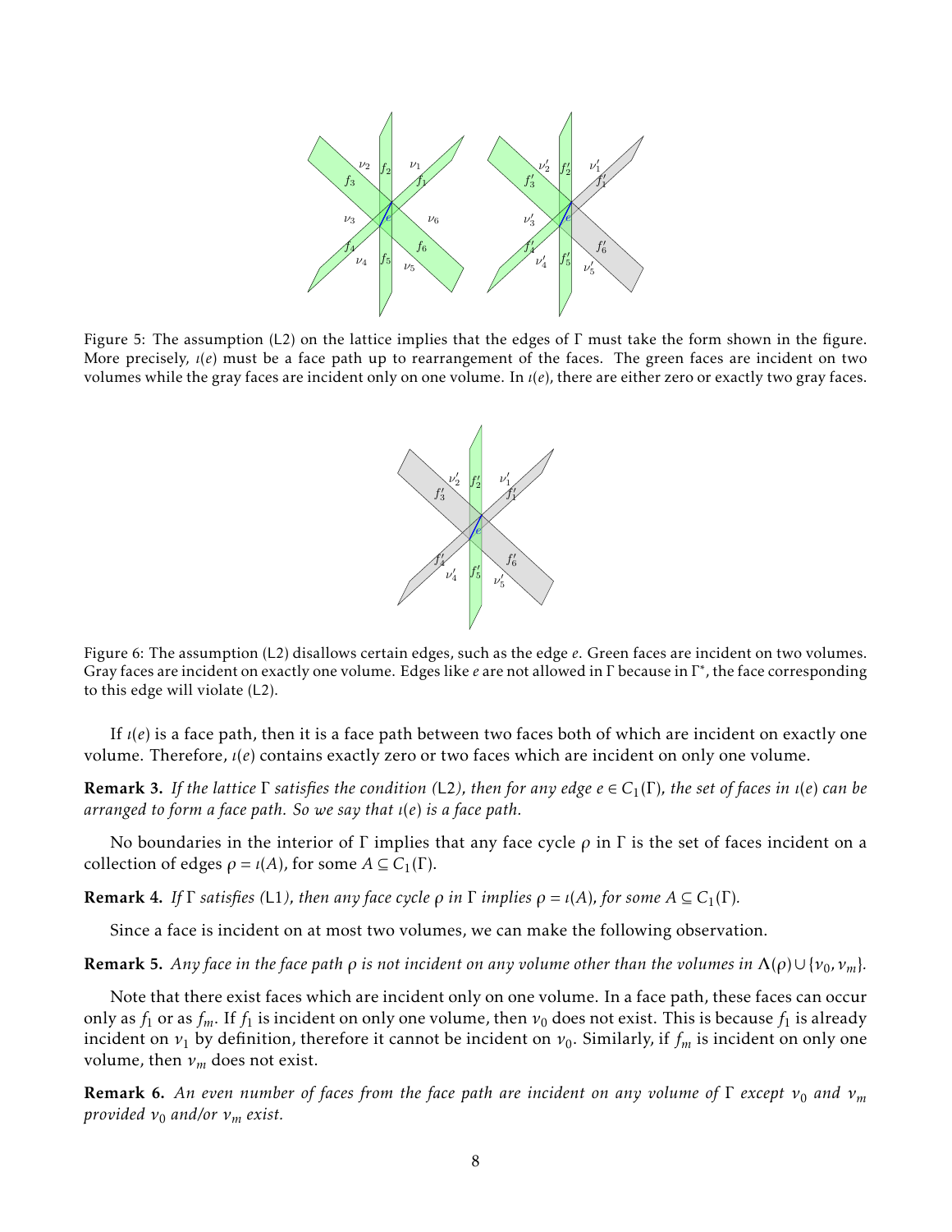Figure 5: The assumption (L2) on the lattice implies that the edges of $\Gamma$ must take the form shown in the figure. More precisely, $\imath(e)$ must be a face path up to rearrangement of the faces. The green faces are incident on two volumes while the gray faces are incident only on one volume. In $\imath(e)$, there are either zero or exactly two gray faces.

Figure 6: The assumption (L2) disallows certain edges, such as the edge $e$. Green faces are incident on two volumes. Gray faces are incident on exactly one volume. Edges like $e$ are not allowed in $\Gamma$ because in $\Gamma^*$, the face corresponding to this edge will violate (L2).

If $\imath(e)$ is a face path, then it is a face path between two faces both of which are incident on exactly one volume. Therefore, $\imath(e)$ contains exactly zero or two faces which are incident on only one volume.

**Remark 3.** *If the lattice $\Gamma$ satisfies the condition (L2), then for any edge $e \in C_1(\Gamma)$, the set of faces in $\imath(e)$ can be arranged to form a face path. So we say that $\imath(e)$ is a face path.*

No boundaries in the interior of $\Gamma$ implies that any face cycle $\rho$ in $\Gamma$ is the set of faces incident on a collection of edges $\rho = \imath(A)$, for some $A \subseteq C_1(\Gamma)$.

**Remark 4.** *If $\Gamma$ satisfies (L1), then any face cycle $\rho$ in $\Gamma$ implies $\rho = \imath(A)$, for some $A \subseteq C_1(\Gamma)$.*

Since a face is incident on at most two volumes, we can make the following observation.

**Remark 5.** *Any face in the face path $\rho$ is not incident on any volume other than the volumes in $\Lambda(\rho) \cup \{\nu_0, \nu_m\}$.*

Note that there exist faces which are incident only on one volume. In a face path, these faces can occur only as $f_1$ or as $f_m$. If $f_1$ is incident on only one volume, then $\nu_0$ does not exist. This is because $f_1$ is already incident on $\nu_1$ by definition, therefore it cannot be incident on $\nu_0$. Similarly, if $f_m$ is incident on only one volume, then $\nu_m$ does not exist.

**Remark 6.** *An even number of faces from the face path are incident on any volume of $\Gamma$ except $\nu_0$ and $\nu_m$ provided $\nu_0$ and/or $\nu_m$ exist.*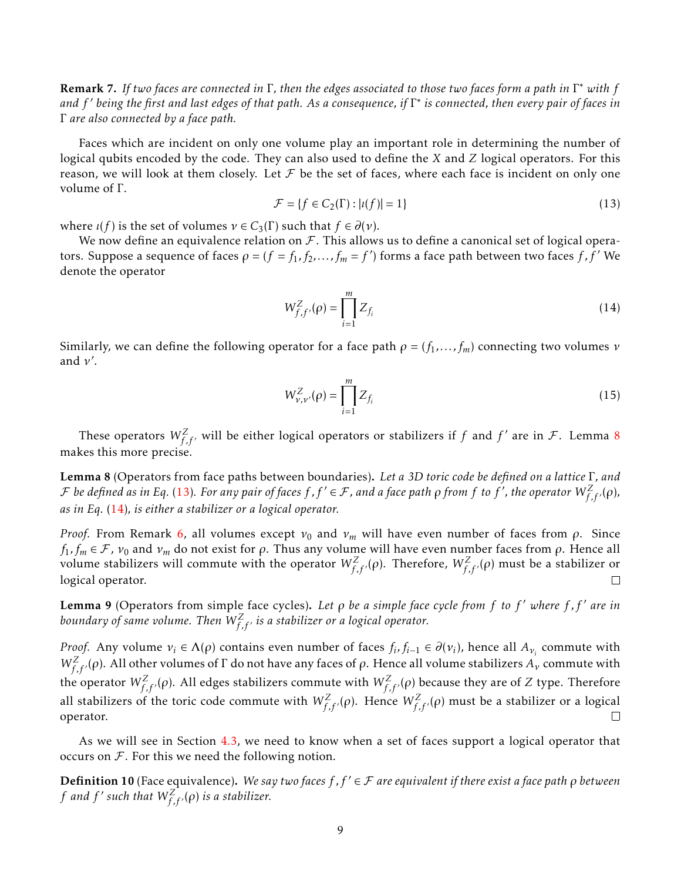**Remark 7.** *If two faces are connected in $\Gamma$, then the edges associated to those two faces form a path in $\Gamma^*$ with $f$ and $f'$ being the first and last edges of that path. As a consequence, if $\Gamma^*$ is connected, then every pair of faces in $\Gamma$ are also connected by a face path.*

Faces which are incident on only one volume play an important role in determining the number of logical qubits encoded by the code. They can also used to define the $X$ and $Z$ logical operators. For this reason, we will look at them closely. Let $\mathcal{F}$ be the set of faces, where each face is incident on only one volume of $\Gamma$.

$$\mathcal{F} = \{f \in C_2(\Gamma) : |\iota(f)| = 1\} \tag{13}$$

where $\iota(f)$ is the set of volumes $v \in C_3(\Gamma)$ such that $f \in \partial(v)$.

We now define an equivalence relation on $\mathcal{F}$. This allows us to define a canonical set of logical operators. Suppose a sequence of faces $\rho = (f = f_1, f_2, \ldots, f_m = f')$ forms a face path between two faces $f, f'$ We denote the operator

$$W^Z_{f,f'}(\rho) = \prod_{i=1}^{m} Z_{f_i} \tag{14}$$

Similarly, we can define the following operator for a face path $\rho = (f_1, \ldots, f_m)$ connecting two volumes $v$ and $v'$.

$$W^Z_{v,v'}(\rho) = \prod_{i=1}^{m} Z_{f_i} \tag{15}$$

These operators $W^Z_{f,f'}$ will be either logical operators or stabilizers if $f$ and $f'$ are in $\mathcal{F}$. Lemma 8 makes this more precise.

**Lemma 8** (Operators from face paths between boundaries)**.** *Let a 3D toric code be defined on a lattice $\Gamma$, and $\mathcal{F}$ be defined as in Eq. (13). For any pair of faces $f, f' \in \mathcal{F}$, and a face path $\rho$ from $f$ to $f'$, the operator $W^Z_{f,f'}(\rho)$, as in Eq. (14), is either a stabilizer or a logical operator.*

*Proof.* From Remark 6, all volumes except $v_0$ and $v_m$ will have even number of faces from $\rho$. Since $f_1, f_m \in \mathcal{F}$, $v_0$ and $v_m$ do not exist for $\rho$. Thus any volume will have even number faces from $\rho$. Hence all volume stabilizers will commute with the operator $W^Z_{f,f'}(\rho)$. Therefore, $W^Z_{f,f'}(\rho)$ must be a stabilizer or logical operator. □

**Lemma 9** (Operators from simple face cycles)**.** *Let $\rho$ be a simple face cycle from $f$ to $f'$ where $f, f'$ are in boundary of same volume. Then $W^Z_{f,f'}$ is a stabilizer or a logical operator.*

*Proof.* Any volume $v_i \in \Lambda(\rho)$ contains even number of faces $f_i, f_{i-1} \in \partial(v_i)$, hence all $A_{v_i}$ commute with $W^Z_{f,f'}(\rho)$. All other volumes of $\Gamma$ do not have any faces of $\rho$. Hence all volume stabilizers $A_v$ commute with the operator $W^Z_{f,f'}(\rho)$. All edges stabilizers commute with $W^Z_{f,f'}(\rho)$ because they are of $Z$ type. Therefore all stabilizers of the toric code commute with $W^Z_{f,f'}(\rho)$. Hence $W^Z_{f,f'}(\rho)$ must be a stabilizer or a logical operator. □

As we will see in Section 4.3, we need to know when a set of faces support a logical operator that occurs on $\mathcal{F}$. For this we need the following notion.

**Definition 10** (Face equivalence)**.** *We say two faces $f, f' \in \mathcal{F}$ are equivalent if there exist a face path $\rho$ between $f$ and $f'$ such that $W^Z_{f,f'}(\rho)$ is a stabilizer.*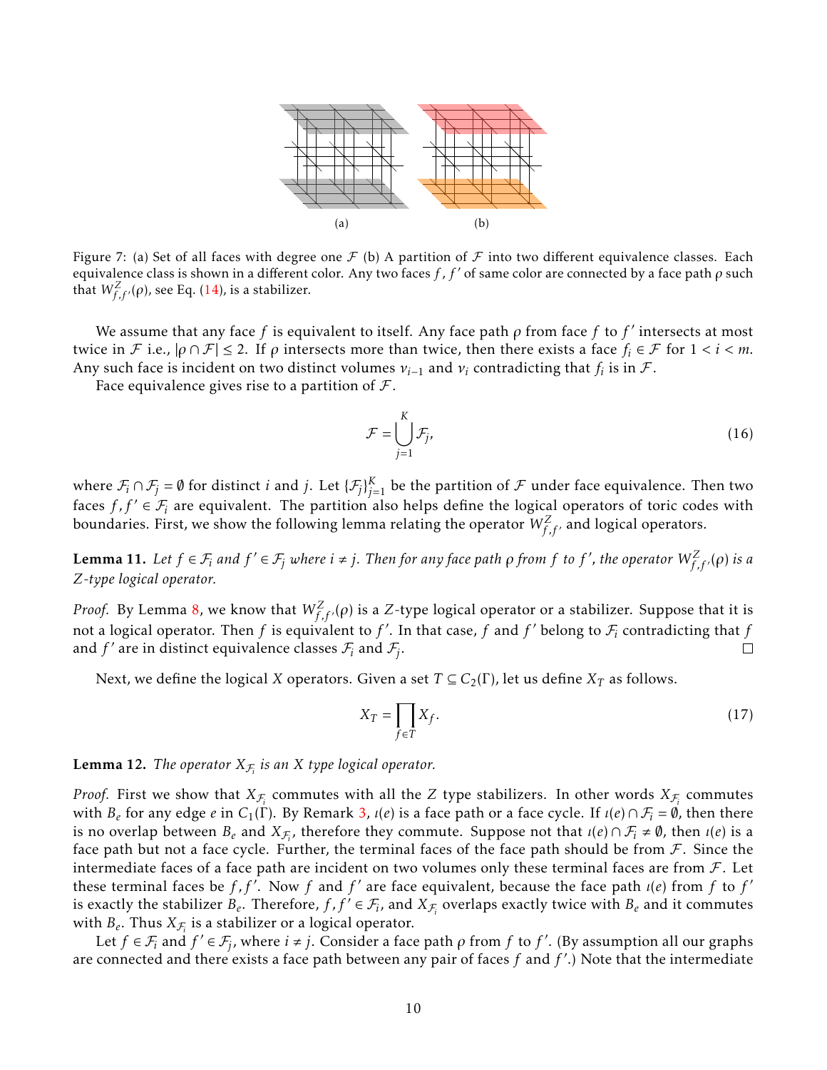(a) (b)

Figure 7: (a) Set of all faces with degree one $\mathcal{F}$ (b) A partition of $\mathcal{F}$ into two different equivalence classes. Each equivalence class is shown in a different color. Any two faces $f, f'$ of same color are connected by a face path $\rho$ such that $W^Z_{f,f'}(\rho)$, see Eq. (14), is a stabilizer.

We assume that any face $f$ is equivalent to itself. Any face path $\rho$ from face $f$ to $f'$ intersects at most twice in $\mathcal{F}$ i.e., $|\rho \cap \mathcal{F}| \leq 2$. If $\rho$ intersects more than twice, then there exists a face $f_i \in \mathcal{F}$ for $1 < i < m$. Any such face is incident on two distinct volumes $v_{i-1}$ and $v_i$ contradicting that $f_i$ is in $\mathcal{F}$.

Face equivalence gives rise to a partition of $\mathcal{F}$.

$$\mathcal{F} = \bigcup_{j=1}^{K} \mathcal{F}_j, \tag{16}$$

where $\mathcal{F}_i \cap \mathcal{F}_j = \emptyset$ for distinct $i$ and $j$. Let $\{\mathcal{F}_j\}_{j=1}^{K}$ be the partition of $\mathcal{F}$ under face equivalence. Then two faces $f, f' \in \mathcal{F}_i$ are equivalent. The partition also helps define the logical operators of toric codes with boundaries. First, we show the following lemma relating the operator $W^Z_{f,f'}$ and logical operators.

**Lemma 11.** *Let $f \in \mathcal{F}_i$ and $f' \in \mathcal{F}_j$ where $i \neq j$. Then for any face path $\rho$ from $f$ to $f'$, the operator $W^Z_{f,f'}(\rho)$ is a Z-type logical operator.*

*Proof.* By Lemma 8, we know that $W^Z_{f,f'}(\rho)$ is a $Z$-type logical operator or a stabilizer. Suppose that it is not a logical operator. Then $f$ is equivalent to $f'$. In that case, $f$ and $f'$ belong to $\mathcal{F}_i$ contradicting that $f$ and $f'$ are in distinct equivalence classes $\mathcal{F}_i$ and $\mathcal{F}_j$. □

Next, we define the logical $X$ operators. Given a set $T \subseteq C_2(\Gamma)$, let us define $X_T$ as follows.

$$X_T = \prod_{f \in T} X_f. \tag{17}$$

**Lemma 12.** *The operator $X_{\mathcal{F}_i}$ is an X type logical operator.*

*Proof.* First we show that $X_{\mathcal{F}_i}$ commutes with all the $Z$ type stabilizers. In other words $X_{\mathcal{F}_i}$ commutes with $B_e$ for any edge $e$ in $C_1(\Gamma)$. By Remark 3, $\iota(e)$ is a face path or a face cycle. If $\iota(e) \cap \mathcal{F}_i = \emptyset$, then there is no overlap between $B_e$ and $X_{\mathcal{F}_i}$, therefore they commute. Suppose not that $\iota(e) \cap \mathcal{F}_i \neq \emptyset$, then $\iota(e)$ is a face path but not a face cycle. Further, the terminal faces of the face path should be from $\mathcal{F}$. Since the intermediate faces of a face path are incident on two volumes only these terminal faces are from $\mathcal{F}$. Let these terminal faces be $f, f'$. Now $f$ and $f'$ are face equivalent, because the face path $\iota(e)$ from $f$ to $f'$ is exactly the stabilizer $B_e$. Therefore, $f, f' \in \mathcal{F}_i$, and $X_{\mathcal{F}_i}$ overlaps exactly twice with $B_e$ and it commutes with $B_e$. Thus $X_{\mathcal{F}_i}$ is a stabilizer or a logical operator.

Let $f \in \mathcal{F}_i$ and $f' \in \mathcal{F}_j$, where $i \neq j$. Consider a face path $\rho$ from $f$ to $f'$. (By assumption all our graphs are connected and there exists a face path between any pair of faces $f$ and $f'$.) Note that the intermediate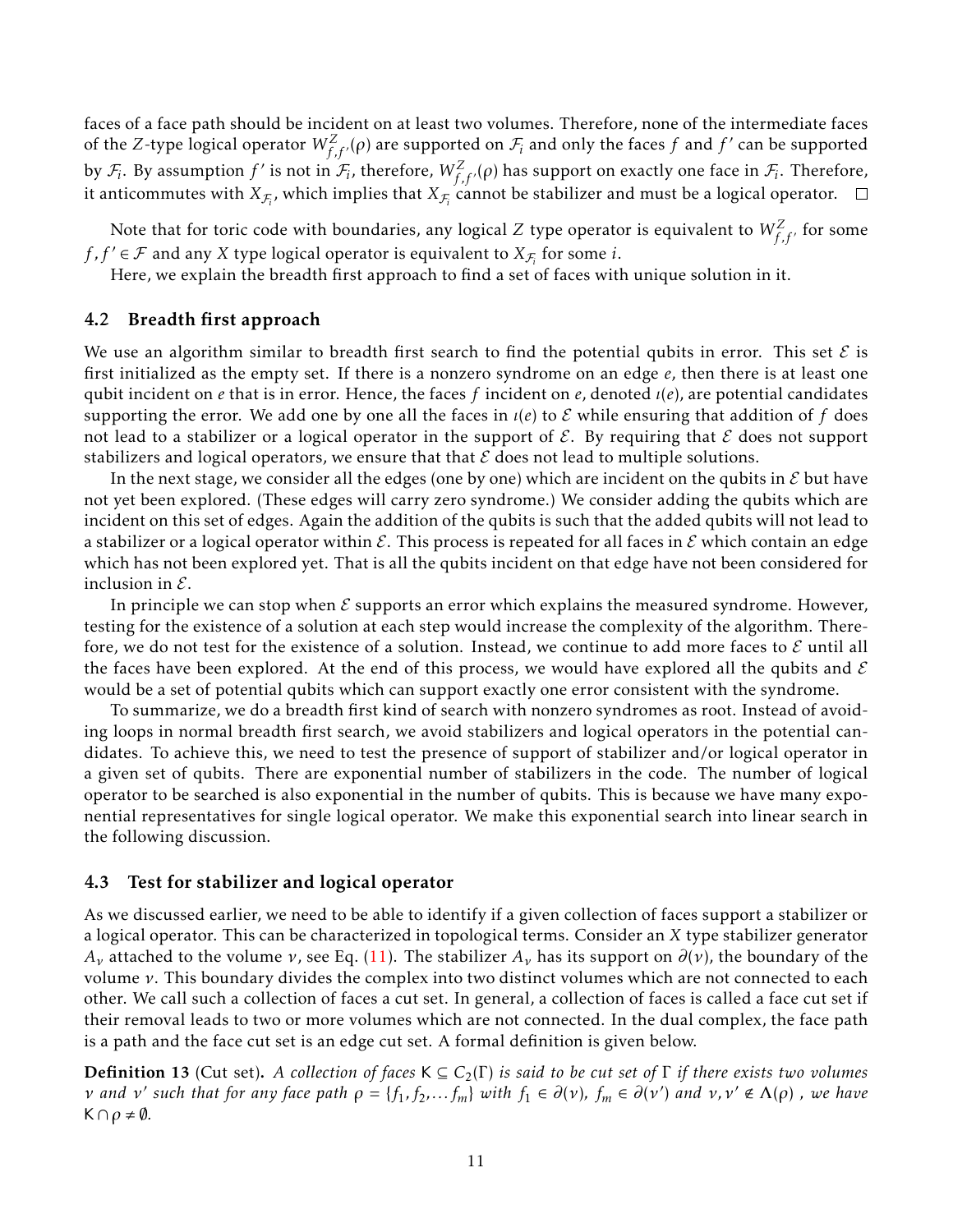faces of a face path should be incident on at least two volumes. Therefore, none of the intermediate faces of the $Z$-type logical operator $W^Z_{f,f'}(\rho)$ are supported on $\mathcal{F}_i$ and only the faces $f$ and $f'$ can be supported by $\mathcal{F}_i$. By assumption $f'$ is not in $\mathcal{F}_i$, therefore, $W^Z_{f,f'}(\rho)$ has support on exactly one face in $\mathcal{F}_i$. Therefore, it anticommutes with $X_{\mathcal{F}_i}$, which implies that $X_{\mathcal{F}_i}$ cannot be stabilizer and must be a logical operator. □

Note that for toric code with boundaries, any logical $Z$ type operator is equivalent to $W^Z_{f,f'}$ for some $f, f' \in \mathcal{F}$ and any $X$ type logical operator is equivalent to $X_{\mathcal{F}_i}$ for some $i$.

Here, we explain the breadth first approach to find a set of faces with unique solution in it.

### 4.2 Breadth first approach

We use an algorithm similar to breadth first search to find the potential qubits in error. This set $\mathcal{E}$ is first initialized as the empty set. If there is a nonzero syndrome on an edge $e$, then there is at least one qubit incident on $e$ that is in error. Hence, the faces $f$ incident on $e$, denoted $\iota(e)$, are potential candidates supporting the error. We add one by one all the faces in $\iota(e)$ to $\mathcal{E}$ while ensuring that addition of $f$ does not lead to a stabilizer or a logical operator in the support of $\mathcal{E}$. By requiring that $\mathcal{E}$ does not support stabilizers and logical operators, we ensure that that $\mathcal{E}$ does not lead to multiple solutions.

In the next stage, we consider all the edges (one by one) which are incident on the qubits in $\mathcal{E}$ but have not yet been explored. (These edges will carry zero syndrome.) We consider adding the qubits which are incident on this set of edges. Again the addition of the qubits is such that the added qubits will not lead to a stabilizer or a logical operator within $\mathcal{E}$. This process is repeated for all faces in $\mathcal{E}$ which contain an edge which has not been explored yet. That is all the qubits incident on that edge have not been considered for inclusion in $\mathcal{E}$.

In principle we can stop when $\mathcal{E}$ supports an error which explains the measured syndrome. However, testing for the existence of a solution at each step would increase the complexity of the algorithm. Therefore, we do not test for the existence of a solution. Instead, we continue to add more faces to $\mathcal{E}$ until all the faces have been explored. At the end of this process, we would have explored all the qubits and $\mathcal{E}$ would be a set of potential qubits which can support exactly one error consistent with the syndrome.

To summarize, we do a breadth first kind of search with nonzero syndromes as root. Instead of avoiding loops in normal breadth first search, we avoid stabilizers and logical operators in the potential candidates. To achieve this, we need to test the presence of support of stabilizer and/or logical operator in a given set of qubits. There are exponential number of stabilizers in the code. The number of logical operator to be searched is also exponential in the number of qubits. This is because we have many exponential representatives for single logical operator. We make this exponential search into linear search in the following discussion.

### 4.3 Test for stabilizer and logical operator

As we discussed earlier, we need to be able to identify if a given collection of faces support a stabilizer or a logical operator. This can be characterized in topological terms. Consider an $X$ type stabilizer generator $A_\nu$ attached to the volume $\nu$, see Eq. (11). The stabilizer $A_\nu$ has its support on $\partial(\nu)$, the boundary of the volume $\nu$. This boundary divides the complex into two distinct volumes which are not connected to each other. We call such a collection of faces a cut set. In general, a collection of faces is called a face cut set if their removal leads to two or more volumes which are not connected. In the dual complex, the face path is a path and the face cut set is an edge cut set. A formal definition is given below.

**Definition 13** (Cut set)**.** *A collection of faces $\mathsf{K} \subseteq C_2(\Gamma)$ is said to be cut set of $\Gamma$ if there exists two volumes $\nu$ and $\nu'$ such that for any face path $\rho = \{f_1, f_2, \ldots f_m\}$ with $f_1 \in \partial(\nu)$, $f_m \in \partial(\nu')$ and $\nu, \nu' \notin \Lambda(\rho)$ , we have $\mathsf{K} \cap \rho \neq \emptyset$.*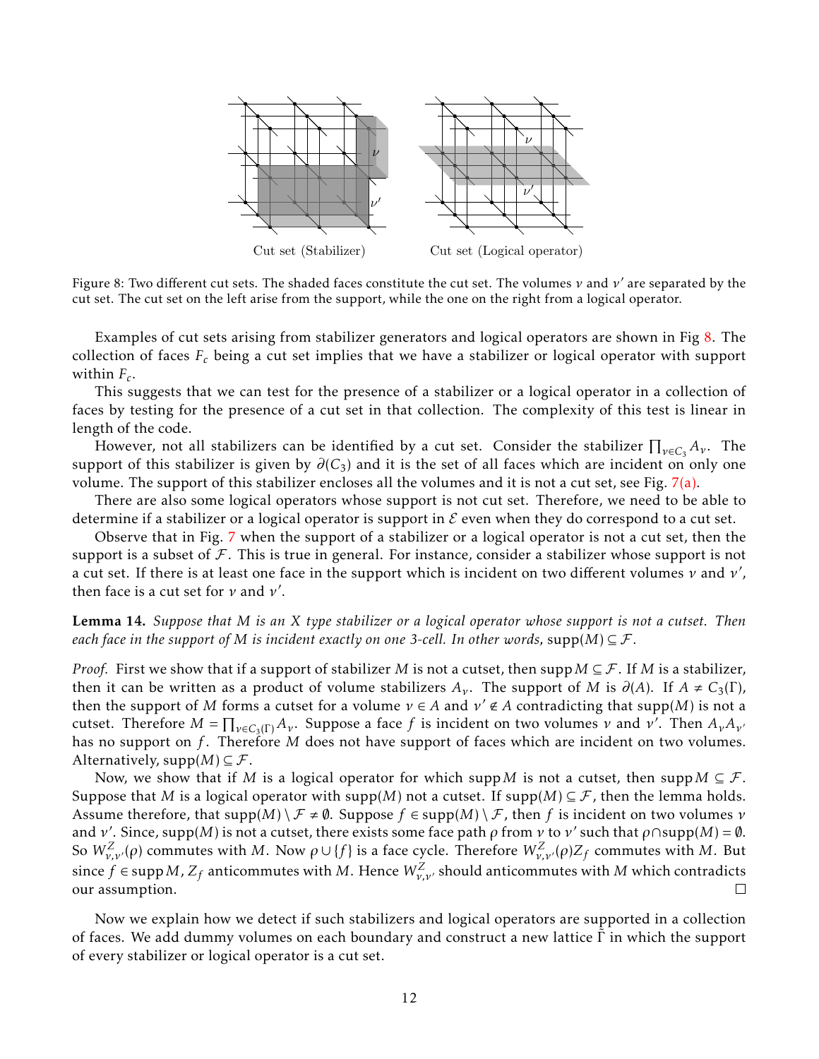Figure 8: Two different cut sets. The shaded faces constitute the cut set. The volumes $\nu$ and $\nu'$ are separated by the cut set. The cut set on the left arise from the support, while the one on the right from a logical operator.

Examples of cut sets arising from stabilizer generators and logical operators are shown in Fig 8. The collection of faces $F_c$ being a cut set implies that we have a stabilizer or logical operator with support within $F_c$.

This suggests that we can test for the presence of a stabilizer or a logical operator in a collection of faces by testing for the presence of a cut set in that collection. The complexity of this test is linear in length of the code.

However, not all stabilizers can be identified by a cut set. Consider the stabilizer $\prod_{\nu\in C_3} A_\nu$. The support of this stabilizer is given by $\partial(C_3)$ and it is the set of all faces which are incident on only one volume. The support of this stabilizer encloses all the volumes and it is not a cut set, see Fig. 7(a).

There are also some logical operators whose support is not cut set. Therefore, we need to be able to determine if a stabilizer or a logical operator is support in $\mathcal{E}$ even when they do correspond to a cut set.

Observe that in Fig. 7 when the support of a stabilizer or a logical operator is not a cut set, then the support is a subset of $\mathcal{F}$. This is true in general. For instance, consider a stabilizer whose support is not a cut set. If there is at least one face in the support which is incident on two different volumes $\nu$ and $\nu'$, then face is a cut set for $\nu$ and $\nu'$.

**Lemma 14.** *Suppose that $M$ is an $X$ type stabilizer or a logical operator whose support is not a cutset. Then each face in the support of $M$ is incident exactly on one 3-cell. In other words,* $\operatorname{supp}(M) \subseteq \mathcal{F}$.

*Proof.* First we show that if a support of stabilizer $M$ is not a cutset, then $\operatorname{supp} M \subseteq \mathcal{F}$. If $M$ is a stabilizer, then it can be written as a product of volume stabilizers $A_\nu$. The support of $M$ is $\partial(A)$. If $A \neq C_3(\Gamma)$, then the support of $M$ forms a cutset for a volume $\nu \in A$ and $\nu' \notin A$ contradicting that $\operatorname{supp}(M)$ is not a cutset. Therefore $M = \prod_{\nu\in C_3(\Gamma)} A_\nu$. Suppose a face $f$ is incident on two volumes $\nu$ and $\nu'$. Then $A_\nu A_{\nu'}$ has no support on $f$. Therefore $M$ does not have support of faces which are incident on two volumes. Alternatively, $\operatorname{supp}(M) \subseteq \mathcal{F}$.

Now, we show that if $M$ is a logical operator for which $\operatorname{supp} M$ is not a cutset, then $\operatorname{supp} M \subseteq \mathcal{F}$. Suppose that $M$ is a logical operator with $\operatorname{supp}(M)$ not a cutset. If $\operatorname{supp}(M) \subseteq \mathcal{F}$, then the lemma holds. Assume therefore, that $\operatorname{supp}(M) \setminus \mathcal{F} \neq \emptyset$. Suppose $f \in \operatorname{supp}(M) \setminus \mathcal{F}$, then $f$ is incident on two volumes $\nu$ and $\nu'$. Since, $\operatorname{supp}(M)$ is not a cutset, there exists some face path $\rho$ from $\nu$ to $\nu'$ such that $\rho \cap \operatorname{supp}(M) = \emptyset$. So $W^Z_{\nu,\nu'}(\rho)$ commutes with $M$. Now $\rho \cup \{f\}$ is a face cycle. Therefore $W^Z_{\nu,\nu'}(\rho) Z_f$ commutes with $M$. But since $f \in \operatorname{supp} M$, $Z_f$ anticommutes with $M$. Hence $W^Z_{\nu,\nu'}$ should anticommutes with $M$ which contradicts our assumption. $\square$

Now we explain how we detect if such stabilizers and logical operators are supported in a collection of faces. We add dummy volumes on each boundary and construct a new lattice $\tilde{\Gamma}$ in which the support of every stabilizer or logical operator is a cut set.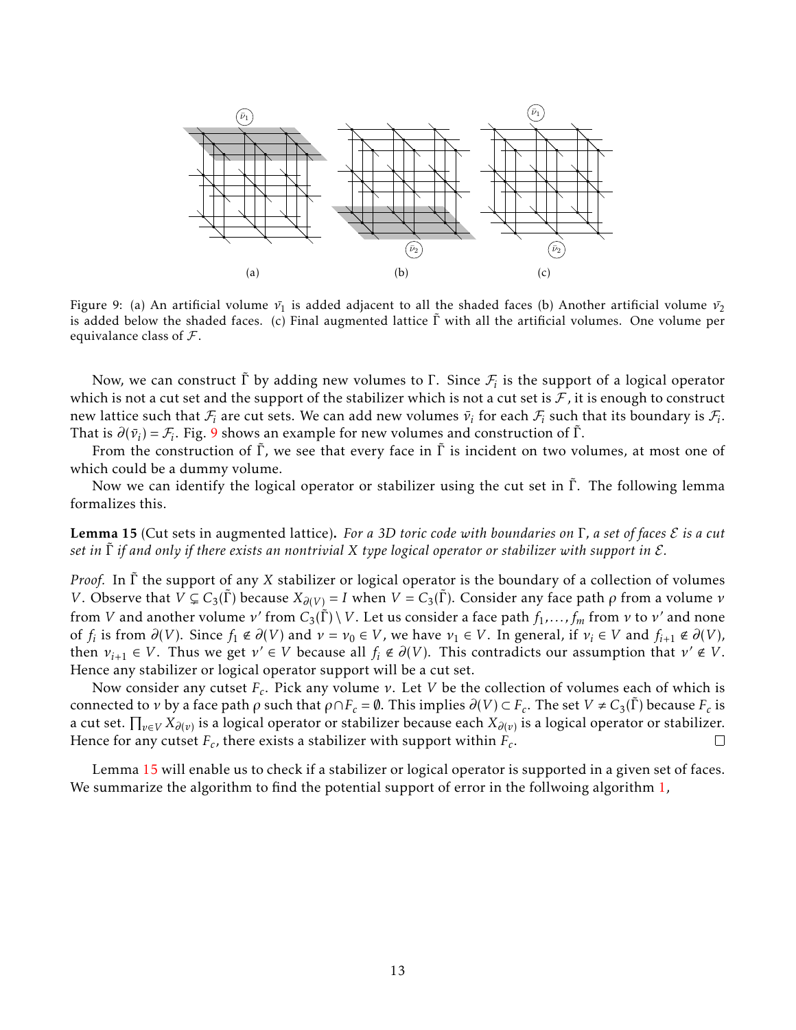Figure 9: (a) An artificial volume $\bar{v_1}$ is added adjacent to all the shaded faces (b) Another artificial volume $\bar{v_2}$ is added below the shaded faces. (c) Final augmented lattice $\tilde{\Gamma}$ with all the artificial volumes. One volume per equivalance class of $\mathcal{F}$.

Now, we can construct $\tilde{\Gamma}$ by adding new volumes to $\Gamma$. Since $\mathcal{F}_i$ is the support of a logical operator which is not a cut set and the support of the stabilizer which is not a cut set is $\mathcal{F}$, it is enough to construct new lattice such that $\mathcal{F}_i$ are cut sets. We can add new volumes $\bar{v}_i$ for each $\mathcal{F}_i$ such that its boundary is $\mathcal{F}_i$. That is $\partial(\bar{v}_i) = \mathcal{F}_i$. Fig. 9 shows an example for new volumes and construction of $\tilde{\Gamma}$.

From the construction of $\tilde{\Gamma}$, we see that every face in $\tilde{\Gamma}$ is incident on two volumes, at most one of which could be a dummy volume.

Now we can identify the logical operator or stabilizer using the cut set in $\tilde{\Gamma}$. The following lemma formalizes this.

**Lemma 15** (Cut sets in augmented lattice)**.** *For a 3D toric code with boundaries on* $\Gamma$*, a set of faces* $\mathcal{E}$ *is a cut set in* $\tilde{\Gamma}$ *if and only if there exists an nontrivial* $X$ *type logical operator or stabilizer with support in* $\mathcal{E}$*.*

*Proof.* In $\tilde{\Gamma}$ the support of any $X$ stabilizer or logical operator is the boundary of a collection of volumes $V$. Observe that $V \subsetneq C_3(\tilde{\Gamma})$ because $X_{\partial(V)} = I$ when $V = C_3(\tilde{\Gamma})$. Consider any face path $\rho$ from a volume $v$ from $V$ and another volume $v'$ from $C_3(\tilde{\Gamma}) \setminus V$. Let us consider a face path $f_1, \ldots, f_m$ from $v$ to $v'$ and none of $f_i$ is from $\partial(V)$. Since $f_1 \notin \partial(V)$ and $v = v_0 \in V$, we have $v_1 \in V$. In general, if $v_i \in V$ and $f_{i+1} \notin \partial(V)$, then $v_{i+1} \in V$. Thus we get $v' \in V$ because all $f_i \notin \partial(V)$. This contradicts our assumption that $v' \notin V$. Hence any stabilizer or logical operator support will be a cut set.

Now consider any cutset $F_c$. Pick any volume $v$. Let $V$ be the collection of volumes each of which is connected to $v$ by a face path $\rho$ such that $\rho \cap F_c = \emptyset$. This implies $\partial(V) \subset F_c$. The set $V \neq C_3(\tilde{\Gamma})$ because $F_c$ is a cut set. $\prod_{v \in V} X_{\partial(v)}$ is a logical operator or stabilizer because each $X_{\partial(v)}$ is a logical operator or stabilizer. Hence for any cutset $F_c$, there exists a stabilizer with support within $F_c$. ☐

Lemma 15 will enable us to check if a stabilizer or logical operator is supported in a given set of faces. We summarize the algorithm to find the potential support of error in the follwoing algorithm 1,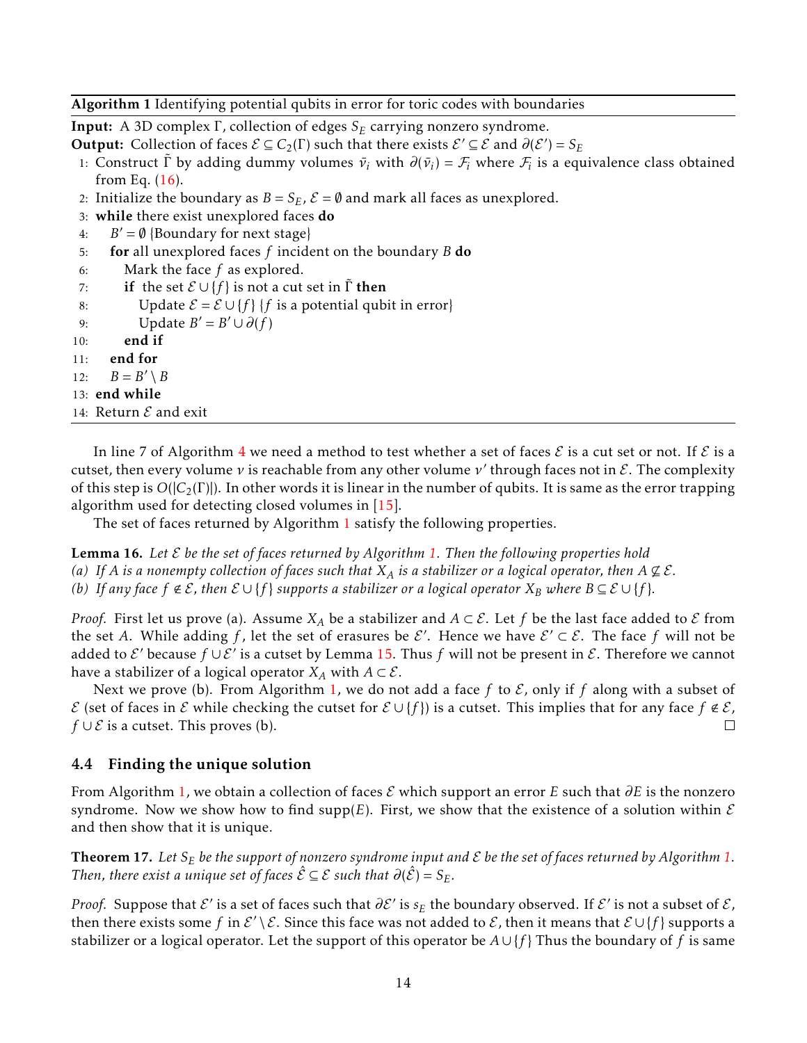**Algorithm 1** Identifying potential qubits in error for toric codes with boundaries

**Input:** A 3D complex $\Gamma$, collection of edges $S_E$ carrying nonzero syndrome.
**Output:** Collection of faces $\mathcal{E} \subseteq C_2(\Gamma)$ such that there exists $\mathcal{E}' \subseteq \mathcal{E}$ and $\partial(\mathcal{E}') = S_E$

1: Construct $\tilde{\Gamma}$ by adding dummy volumes $\bar{v}_i$ with $\partial(\bar{v}_i) = \mathcal{F}_i$ where $\mathcal{F}_i$ is a equivalence class obtained from Eq. (16).
2: Initialize the boundary as $B = S_E$, $\mathcal{E} = \emptyset$ and mark all faces as unexplored.
3: **while** there exist unexplored faces **do**
4: $\quad B' = \emptyset$ {Boundary for next stage}
5: $\quad$ **for** all unexplored faces $f$ incident on the boundary $B$ **do**
6: $\quad\quad$ Mark the face $f$ as explored.
7: $\quad\quad$ **if** the set $\mathcal{E} \cup \{f\}$ is not a cut set in $\tilde{\Gamma}$ **then**
8: $\quad\quad\quad$ Update $\mathcal{E} = \mathcal{E} \cup \{f\}$ {$f$ is a potential qubit in error}
9: $\quad\quad\quad$ Update $B' = B' \cup \partial(f)$
10: $\quad\quad$ **end if**
11: $\quad$ **end for**
12: $\quad B = B' \setminus B$
13: **end while**
14: Return $\mathcal{E}$ and exit

In line 7 of Algorithm 4 we need a method to test whether a set of faces $\mathcal{E}$ is a cut set or not. If $\mathcal{E}$ is a cutset, then every volume $v$ is reachable from any other volume $v'$ through faces not in $\mathcal{E}$. The complexity of this step is $O(|C_2(\Gamma)|)$. In other words it is linear in the number of qubits. It is same as the error trapping algorithm used for detecting closed volumes in [15].

The set of faces returned by Algorithm 1 satisfy the following properties.

**Lemma 16.** *Let $\mathcal{E}$ be the set of faces returned by Algorithm 1. Then the following properties hold*
*(a) If $A$ is a nonempty collection of faces such that $X_A$ is a stabilizer or a logical operator, then $A \not\subseteq \mathcal{E}$.*
*(b) If any face $f \notin \mathcal{E}$, then $\mathcal{E} \cup \{f\}$ supports a stabilizer or a logical operator $X_B$ where $B \subseteq \mathcal{E} \cup \{f\}$.*

*Proof.* First let us prove (a). Assume $X_A$ be a stabilizer and $A \subset \mathcal{E}$. Let $f$ be the last face added to $\mathcal{E}$ from the set $A$. While adding $f$, let the set of erasures be $\mathcal{E}'$. Hence we have $\mathcal{E}' \subset \mathcal{E}$. The face $f$ will not be added to $\mathcal{E}'$ because $f \cup \mathcal{E}'$ is a cutset by Lemma 15. Thus $f$ will not be present in $\mathcal{E}$. Therefore we cannot have a stabilizer of a logical operator $X_A$ with $A \subset \mathcal{E}$.

Next we prove (b). From Algorithm 1, we do not add a face $f$ to $\mathcal{E}$, only if $f$ along with a subset of $\mathcal{E}$ (set of faces in $\mathcal{E}$ while checking the cutset for $\mathcal{E} \cup \{f\}$) is a cutset. This implies that for any face $f \notin \mathcal{E}$, $f \cup \mathcal{E}$ is a cutset. This proves (b). $\square$

### 4.4 Finding the unique solution

From Algorithm 1, we obtain a collection of faces $\mathcal{E}$ which support an error $E$ such that $\partial E$ is the nonzero syndrome. Now we show how to find $\text{supp}(E)$. First, we show that the existence of a solution within $\mathcal{E}$ and then show that it is unique.

**Theorem 17.** *Let $S_E$ be the support of nonzero syndrome input and $\mathcal{E}$ be the set of faces returned by Algorithm 1. Then, there exist a unique set of faces $\hat{\mathcal{E}} \subseteq \mathcal{E}$ such that $\partial(\hat{\mathcal{E}}) = S_E$.*

*Proof.* Suppose that $\mathcal{E}'$ is a set of faces such that $\partial\mathcal{E}'$ is $s_E$ the boundary observed. If $\mathcal{E}'$ is not a subset of $\mathcal{E}$, then there exists some $f$ in $\mathcal{E}' \setminus \mathcal{E}$. Since this face was not added to $\mathcal{E}$, then it means that $\mathcal{E} \cup \{f\}$ supports a stabilizer or a logical operator. Let the support of this operator be $A \cup \{f\}$ Thus the boundary of $f$ is same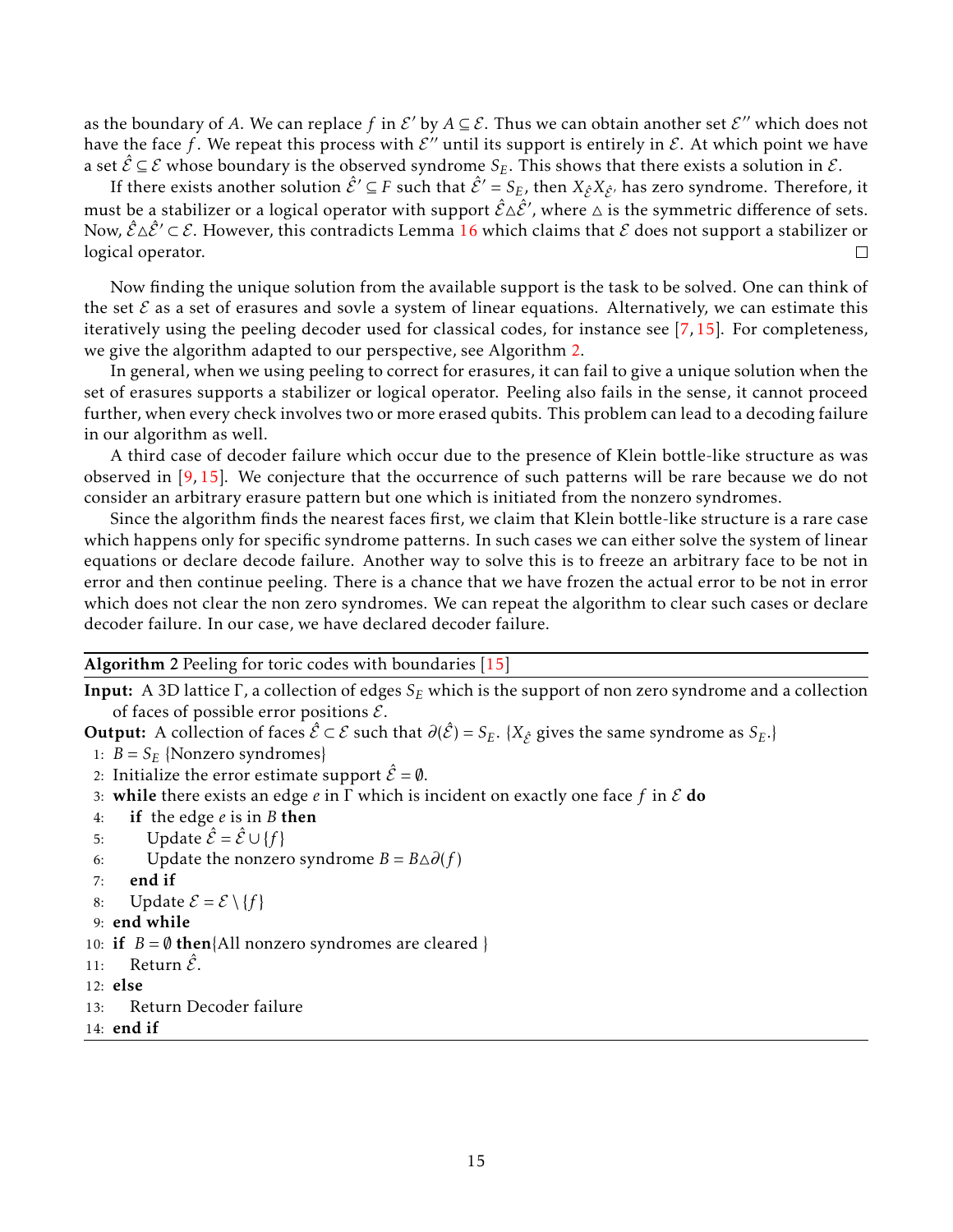as the boundary of $A$. We can replace $f$ in $\mathcal{E}'$ by $A \subseteq \mathcal{E}$. Thus we can obtain another set $\mathcal{E}''$ which does not have the face $f$. We repeat this process with $\mathcal{E}''$ until its support is entirely in $\mathcal{E}$. At which point we have a set $\hat{\mathcal{E}} \subseteq \mathcal{E}$ whose boundary is the observed syndrome $S_E$. This shows that there exists a solution in $\mathcal{E}$.

If there exists another solution $\hat{\mathcal{E}}' \subseteq F$ such that $\hat{\mathcal{E}}' = S_E$, then $X_{\hat{\mathcal{E}}} X_{\hat{\mathcal{E}}'}$ has zero syndrome. Therefore, it must be a stabilizer or a logical operator with support $\hat{\mathcal{E}} \triangle \hat{\mathcal{E}}'$, where $\triangle$ is the symmetric difference of sets. Now, $\hat{\mathcal{E}} \triangle \hat{\mathcal{E}}' \subset \mathcal{E}$. However, this contradicts Lemma 16 which claims that $\mathcal{E}$ does not support a stabilizer or logical operator. ☐

Now finding the unique solution from the available support is the task to be solved. One can think of the set $\mathcal{E}$ as a set of erasures and sovle a system of linear equations. Alternatively, we can estimate this iteratively using the peeling decoder used for classical codes, for instance see [7, 15]. For completeness, we give the algorithm adapted to our perspective, see Algorithm 2.

In general, when we using peeling to correct for erasures, it can fail to give a unique solution when the set of erasures supports a stabilizer or logical operator. Peeling also fails in the sense, it cannot proceed further, when every check involves two or more erased qubits. This problem can lead to a decoding failure in our algorithm as well.

A third case of decoder failure which occur due to the presence of Klein bottle-like structure as was observed in [9, 15]. We conjecture that the occurrence of such patterns will be rare because we do not consider an arbitrary erasure pattern but one which is initiated from the nonzero syndromes.

Since the algorithm finds the nearest faces first, we claim that Klein bottle-like structure is a rare case which happens only for specific syndrome patterns. In such cases we can either solve the system of linear equations or declare decode failure. Another way to solve this is to freeze an arbitrary face to be not in error and then continue peeling. There is a chance that we have frozen the actual error to be not in error which does not clear the non zero syndromes. We can repeat the algorithm to clear such cases or declare decoder failure. In our case, we have declared decoder failure.

---

**Algorithm 2** Peeling for toric codes with boundaries [15]

**Input:** A 3D lattice $\Gamma$, a collection of edges $S_E$ which is the support of non zero syndrome and a collection of faces of possible error positions $\mathcal{E}$.

**Output:** A collection of faces $\hat{\mathcal{E}} \subset \mathcal{E}$ such that $\partial(\hat{\mathcal{E}}) = S_E$. {$X_{\hat{\mathcal{E}}}$ gives the same syndrome as $S_E$.}

```
1: B = S_E {Nonzero syndromes}
2: Initialize the error estimate support Ê = ∅.
3: while there exists an edge e in Γ which is incident on exactly one face f in E do
4:     if the edge e is in B then
5:         Update Ê = Ê ∪ {f}
6:         Update the nonzero syndrome B = B △ ∂(f)
7:     end if
8:     Update E = E \ {f}
9: end while
10: if B = ∅ then {All nonzero syndromes are cleared }
11:     Return Ê.
12: else
13:     Return Decoder failure
14: end if
```

---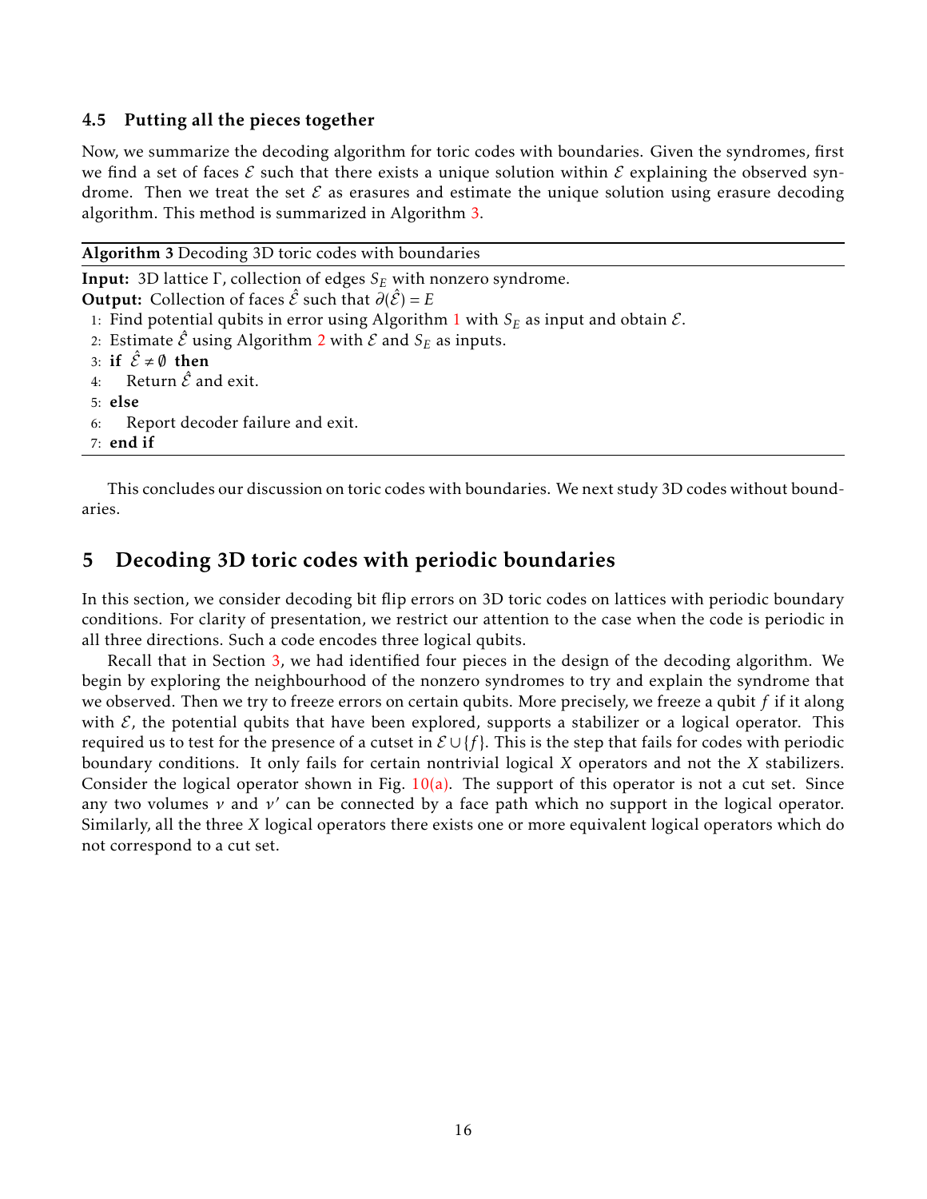### 4.5 Putting all the pieces together

Now, we summarize the decoding algorithm for toric codes with boundaries. Given the syndromes, first we find a set of faces $\mathcal{E}$ such that there exists a unique solution within $\mathcal{E}$ explaining the observed syndrome. Then we treat the set $\mathcal{E}$ as erasures and estimate the unique solution using erasure decoding algorithm. This method is summarized in Algorithm 3.

---

**Algorithm 3** Decoding 3D toric codes with boundaries

---

**Input:** 3D lattice $\Gamma$, collection of edges $S_E$ with nonzero syndrome.  
**Output:** Collection of faces $\hat{\mathcal{E}}$ such that $\partial(\hat{\mathcal{E}}) = E$

1: Find potential qubits in error using Algorithm 1 with $S_E$ as input and obtain $\mathcal{E}$.  
2: Estimate $\hat{\mathcal{E}}$ using Algorithm 2 with $\mathcal{E}$ and $S_E$ as inputs.  
3: **if** $\hat{\mathcal{E}} \neq \emptyset$ **then**  
4: &nbsp;&nbsp;&nbsp;&nbsp;Return $\hat{\mathcal{E}}$ and exit.  
5: **else**  
6: &nbsp;&nbsp;&nbsp;&nbsp;Report decoder failure and exit.  
7: **end if**

---

This concludes our discussion on toric codes with boundaries. We next study 3D codes without boundaries.

## 5 Decoding 3D toric codes with periodic boundaries

In this section, we consider decoding bit flip errors on 3D toric codes on lattices with periodic boundary conditions. For clarity of presentation, we restrict our attention to the case when the code is periodic in all three directions. Such a code encodes three logical qubits.

Recall that in Section 3, we had identified four pieces in the design of the decoding algorithm. We begin by exploring the neighbourhood of the nonzero syndromes to try and explain the syndrome that we observed. Then we try to freeze errors on certain qubits. More precisely, we freeze a qubit $f$ if it along with $\mathcal{E}$, the potential qubits that have been explored, supports a stabilizer or a logical operator. This required us to test for the presence of a cutset in $\mathcal{E} \cup \{f\}$. This is the step that fails for codes with periodic boundary conditions. It only fails for certain nontrivial logical $X$ operators and not the $X$ stabilizers. Consider the logical operator shown in Fig. 10(a). The support of this operator is not a cut set. Since any two volumes $v$ and $v'$ can be connected by a face path which no support in the logical operator. Similarly, all the three $X$ logical operators there exists one or more equivalent logical operators which do not correspond to a cut set.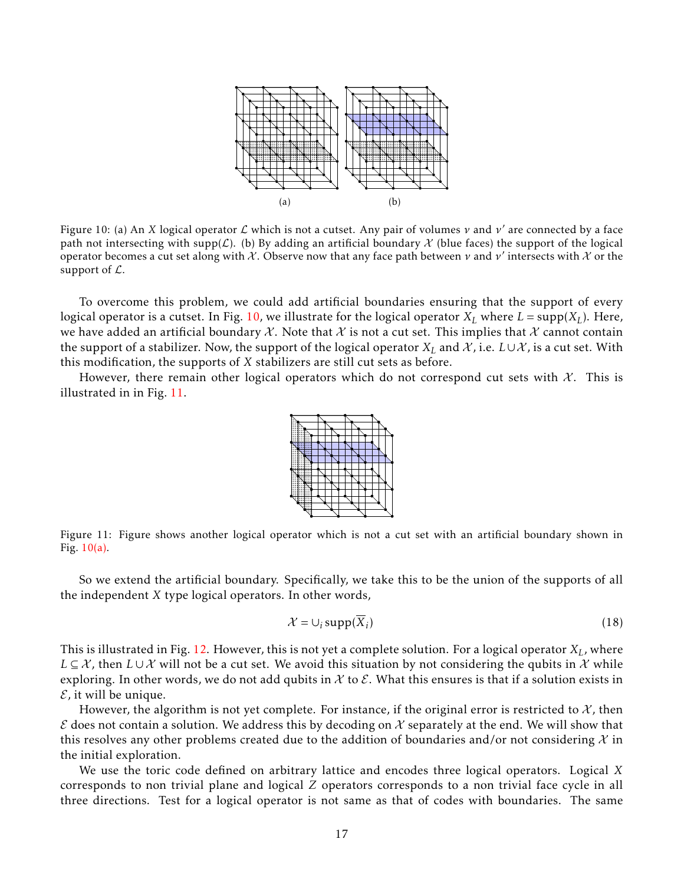Figure 10: (a) An $X$ logical operator $\mathcal{L}$ which is not a cutset. Any pair of volumes $v$ and $v'$ are connected by a face path not intersecting with $\text{supp}(\mathcal{L})$. (b) By adding an artificial boundary $\mathcal{X}$ (blue faces) the support of the logical operator becomes a cut set along with $\mathcal{X}$. Observe now that any face path between $v$ and $v'$ intersects with $\mathcal{X}$ or the support of $\mathcal{L}$.

To overcome this problem, we could add artificial boundaries ensuring that the support of every logical operator is a cutset. In Fig. 10, we illustrate for the logical operator $X_L$ where $L = \text{supp}(X_L)$. Here, we have added an artificial boundary $\mathcal{X}$. Note that $\mathcal{X}$ is not a cut set. This implies that $\mathcal{X}$ cannot contain the support of a stabilizer. Now, the support of the logical operator $X_L$ and $\mathcal{X}$, i.e. $L \cup \mathcal{X}$, is a cut set. With this modification, the supports of $X$ stabilizers are still cut sets as before.

However, there remain other logical operators which do not correspond cut sets with $\mathcal{X}$. This is illustrated in in Fig. 11.

Figure 11: Figure shows another logical operator which is not a cut set with an artificial boundary shown in Fig. 10(a).

So we extend the artificial boundary. Specifically, we take this to be the union of the supports of all the independent $X$ type logical operators. In other words,

$$\mathcal{X} = \cup_i \text{supp}(\overline{X}_i) \tag{18}$$

This is illustrated in Fig. 12. However, this is not yet a complete solution. For a logical operator $X_L$, where $L \subseteq \mathcal{X}$, then $L \cup \mathcal{X}$ will not be a cut set. We avoid this situation by not considering the qubits in $\mathcal{X}$ while exploring. In other words, we do not add qubits in $\mathcal{X}$ to $\mathcal{E}$. What this ensures is that if a solution exists in $\mathcal{E}$, it will be unique.

However, the algorithm is not yet complete. For instance, if the original error is restricted to $\mathcal{X}$, then $\mathcal{E}$ does not contain a solution. We address this by decoding on $\mathcal{X}$ separately at the end. We will show that this resolves any other problems created due to the addition of boundaries and/or not considering $\mathcal{X}$ in the initial exploration.

We use the toric code defined on arbitrary lattice and encodes three logical operators. Logical $X$ corresponds to non trivial plane and logical $Z$ operators corresponds to a non trivial face cycle in all three directions. Test for a logical operator is not same as that of codes with boundaries. The same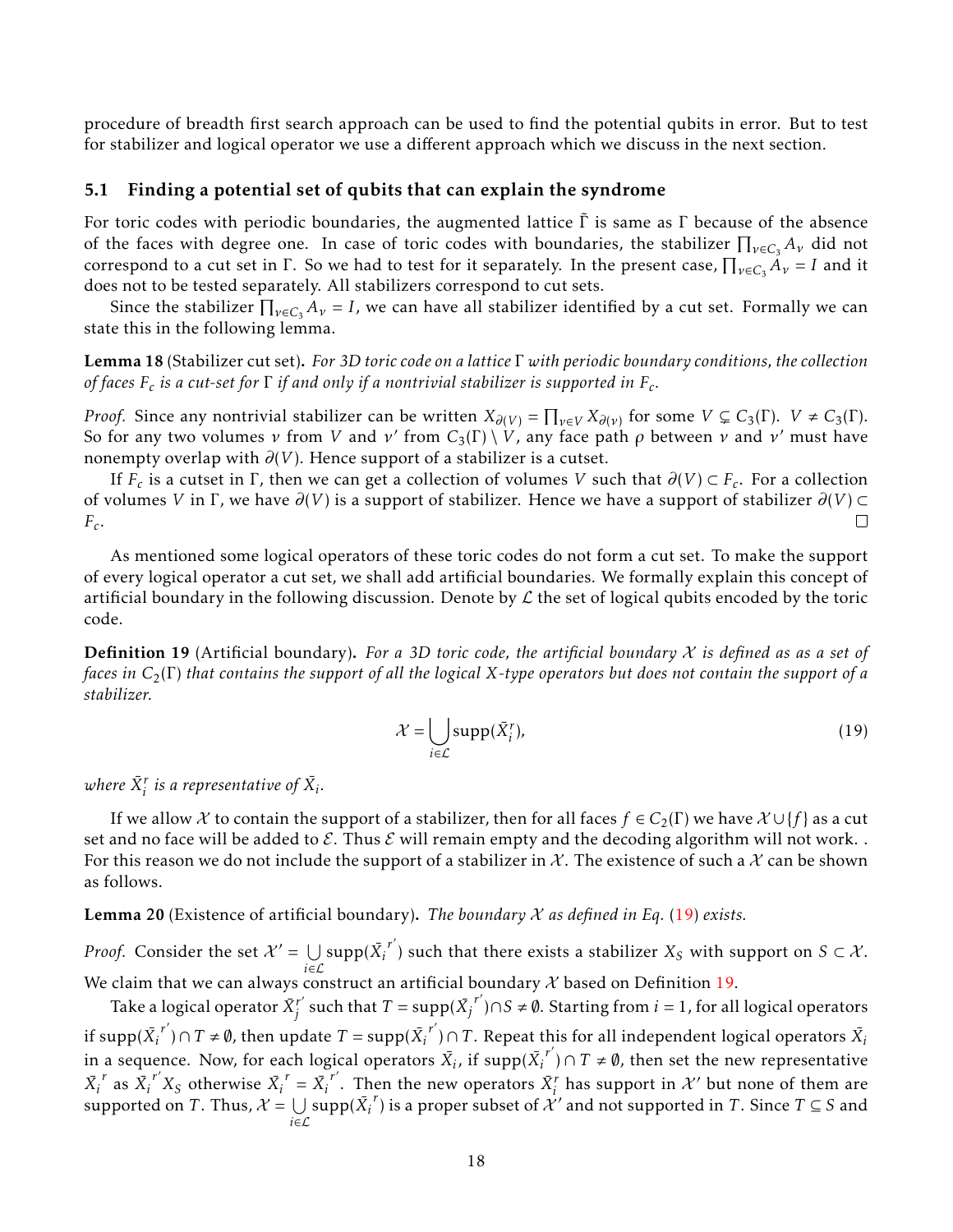procedure of breadth first search approach can be used to find the potential qubits in error. But to test for stabilizer and logical operator we use a different approach which we discuss in the next section.

### 5.1 Finding a potential set of qubits that can explain the syndrome

For toric codes with periodic boundaries, the augmented lattice $\tilde{\Gamma}$ is same as $\Gamma$ because of the absence of the faces with degree one. In case of toric codes with boundaries, the stabilizer $\prod_{v \in C_3} A_v$ did not correspond to a cut set in $\Gamma$. So we had to test for it separately. In the present case, $\prod_{v \in C_3} A_v = I$ and it does not to be tested separately. All stabilizers correspond to cut sets.

Since the stabilizer $\prod_{v \in C_3} A_v = I$, we can have all stabilizer identified by a cut set. Formally we can state this in the following lemma.

**Lemma 18** (Stabilizer cut set)**.** *For 3D toric code on a lattice $\Gamma$ with periodic boundary conditions, the collection of faces $F_c$ is a cut-set for $\Gamma$ if and only if a nontrivial stabilizer is supported in $F_c$.*

*Proof.* Since any nontrivial stabilizer can be written $X_{\partial(V)} = \prod_{v \in V} X_{\partial(v)}$ for some $V \subsetneq C_3(\Gamma)$. $V \neq C_3(\Gamma)$. So for any two volumes $v$ from $V$ and $v'$ from $C_3(\Gamma) \setminus V$, any face path $\rho$ between $v$ and $v'$ must have nonempty overlap with $\partial(V)$. Hence support of a stabilizer is a cutset.

If $F_c$ is a cutset in $\Gamma$, then we can get a collection of volumes $V$ such that $\partial(V) \subset F_c$. For a collection of volumes $V$ in $\Gamma$, we have $\partial(V)$ is a support of stabilizer. Hence we have a support of stabilizer $\partial(V) \subset F_c$. □

As mentioned some logical operators of these toric codes do not form a cut set. To make the support of every logical operator a cut set, we shall add artificial boundaries. We formally explain this concept of artificial boundary in the following discussion. Denote by $\mathcal{L}$ the set of logical qubits encoded by the toric code.

**Definition 19** (Artificial boundary)**.** *For a 3D toric code, the artificial boundary $\mathcal{X}$ is defined as as a set of faces in $C_2(\Gamma)$ that contains the support of all the logical X-type operators but does not contain the support of a stabilizer.*

$$\mathcal{X} = \bigcup_{i \in \mathcal{L}} \text{supp}(\bar{X}_i^r), \tag{19}$$

*where $\bar{X}_i^r$ is a representative of $\bar{X}_i$.*

If we allow $\mathcal{X}$ to contain the support of a stabilizer, then for all faces $f \in C_2(\Gamma)$ we have $\mathcal{X} \cup \{f\}$ as a cut set and no face will be added to $\mathcal{E}$. Thus $\mathcal{E}$ will remain empty and the decoding algorithm will not work. . For this reason we do not include the support of a stabilizer in $\mathcal{X}$. The existence of such a $\mathcal{X}$ can be shown as follows.

**Lemma 20** (Existence of artificial boundary)**.** *The boundary $\mathcal{X}$ as defined in Eq. (19) exists.*

*Proof.* Consider the set $\mathcal{X}' = \bigcup_{i \in \mathcal{L}} \text{supp}(\bar{X}_i^{r'})$ such that there exists a stabilizer $X_S$ with support on $S \subset \mathcal{X}$. We claim that we can always construct an artificial boundary $\mathcal{X}$ based on Definition 19.

Take a logical operator $\bar{X}_j^{r'}$ such that $T = \text{supp}(\bar{X}_j^{r'}) \cap S \neq \emptyset$. Starting from $i = 1$, for all logical operators if $\text{supp}(\bar{X}_i^{r'}) \cap T \neq \emptyset$, then update $T = \text{supp}(\bar{X}_i^{r'}) \cap T$. Repeat this for all independent logical operators $\bar{X}_i$ in a sequence. Now, for each logical operators $\bar{X}_i$, if $\text{supp}(\bar{X}_i^{r'}) \cap T \neq \emptyset$, then set the new representative $\bar{X}_i^{r}$ as $\bar{X}_i^{r'} X_S$ otherwise $\bar{X}_i^{r} = \bar{X}_i^{r'}$. Then the new operators $\bar{X}_i^r$ has support in $\mathcal{X}'$ but none of them are supported on $T$. Thus, $\mathcal{X} = \bigcup_{i \in \mathcal{L}} \text{supp}(\bar{X}_i^{r})$ is a proper subset of $\mathcal{X}'$ and not supported in $T$. Since $T \subseteq S$ and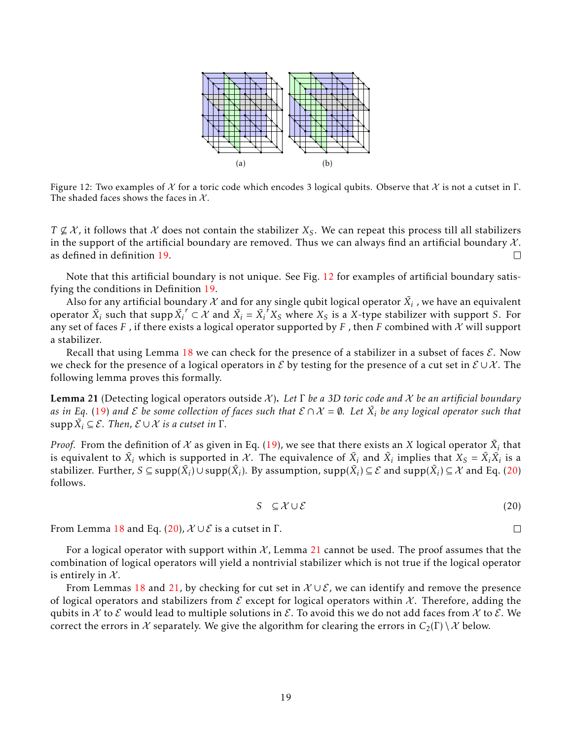(a) (b)

Figure 12: Two examples of $\mathcal{X}$ for a toric code which encodes 3 logical qubits. Observe that $\mathcal{X}$ is not a cutset in $\Gamma$. The shaded faces shows the faces in $\mathcal{X}$.

$T \not\subseteq \mathcal{X}$, it follows that $\mathcal{X}$ does not contain the stabilizer $X_S$. We can repeat this process till all stabilizers in the support of the artificial boundary are removed. Thus we can always find an artificial boundary $\mathcal{X}$. as defined in definition 19. □

Note that this artificial boundary is not unique. See Fig. 12 for examples of artificial boundary satisfying the conditions in Definition 19.

Also for any artificial boundary $\mathcal{X}$ and for any single qubit logical operator $\bar{X}_i$ , we have an equivalent operator $\bar{X}_i$ such that $\operatorname{supp} \bar{X}_i{}^r \subset \mathcal{X}$ and $\bar{X}_i = \bar{X}_i{}^r X_S$ where $X_S$ is a $X$-type stabilizer with support $S$. For any set of faces $F$ , if there exists a logical operator supported by $F$ , then $F$ combined with $\mathcal{X}$ will support a stabilizer.

Recall that using Lemma 18 we can check for the presence of a stabilizer in a subset of faces $\mathcal{E}$. Now we check for the presence of a logical operators in $\mathcal{E}$ by testing for the presence of a cut set in $\mathcal{E} \cup \mathcal{X}$. The following lemma proves this formally.

**Lemma 21** (Detecting logical operators outside $\mathcal{X}$)**.** *Let $\Gamma$ be a 3D toric code and $\mathcal{X}$ be an artificial boundary as in Eq. (19) and $\mathcal{E}$ be some collection of faces such that $\mathcal{E} \cap \mathcal{X} = \emptyset$. Let $\bar{X}_i$ be any logical operator such that $\operatorname{supp} \bar{X}_i \subseteq \mathcal{E}$. Then, $\mathcal{E} \cup \mathcal{X}$ is a cutset in $\Gamma$.*

*Proof.* From the definition of $\mathcal{X}$ as given in Eq. (19), we see that there exists an $X$ logical operator $\tilde{X}_i$ that is equivalent to $\bar{X}_i$ which is supported in $\mathcal{X}$. The equivalence of $\bar{X}_i$ and $\tilde{X}_i$ implies that $X_S = \tilde{X}_i \bar{X}_i$ is a stabilizer. Further, $S \subseteq \operatorname{supp}(\bar{X}_i) \cup \operatorname{supp}(\tilde{X}_i)$. By assumption, $\operatorname{supp}(\bar{X}_i) \subseteq \mathcal{E}$ and $\operatorname{supp}(\tilde{X}_i) \subseteq \mathcal{X}$ and Eq. (20) follows.

$$S \subseteq \mathcal{X} \cup \mathcal{E} \tag{20}$$

From Lemma 18 and Eq. (20), $\mathcal{X} \cup \mathcal{E}$ is a cutset in $\Gamma$. □

For a logical operator with support within $\mathcal{X}$, Lemma 21 cannot be used. The proof assumes that the combination of logical operators will yield a nontrivial stabilizer which is not true if the logical operator is entirely in $\mathcal{X}$.

From Lemmas 18 and 21, by checking for cut set in $\mathcal{X} \cup \mathcal{E}$, we can identify and remove the presence of logical operators and stabilizers from $\mathcal{E}$ except for logical operators within $\mathcal{X}$. Therefore, adding the qubits in $\mathcal{X}$ to $\mathcal{E}$ would lead to multiple solutions in $\mathcal{E}$. To avoid this we do not add faces from $\mathcal{X}$ to $\mathcal{E}$. We correct the errors in $\mathcal{X}$ separately. We give the algorithm for clearing the errors in $C_2(\Gamma) \setminus \mathcal{X}$ below.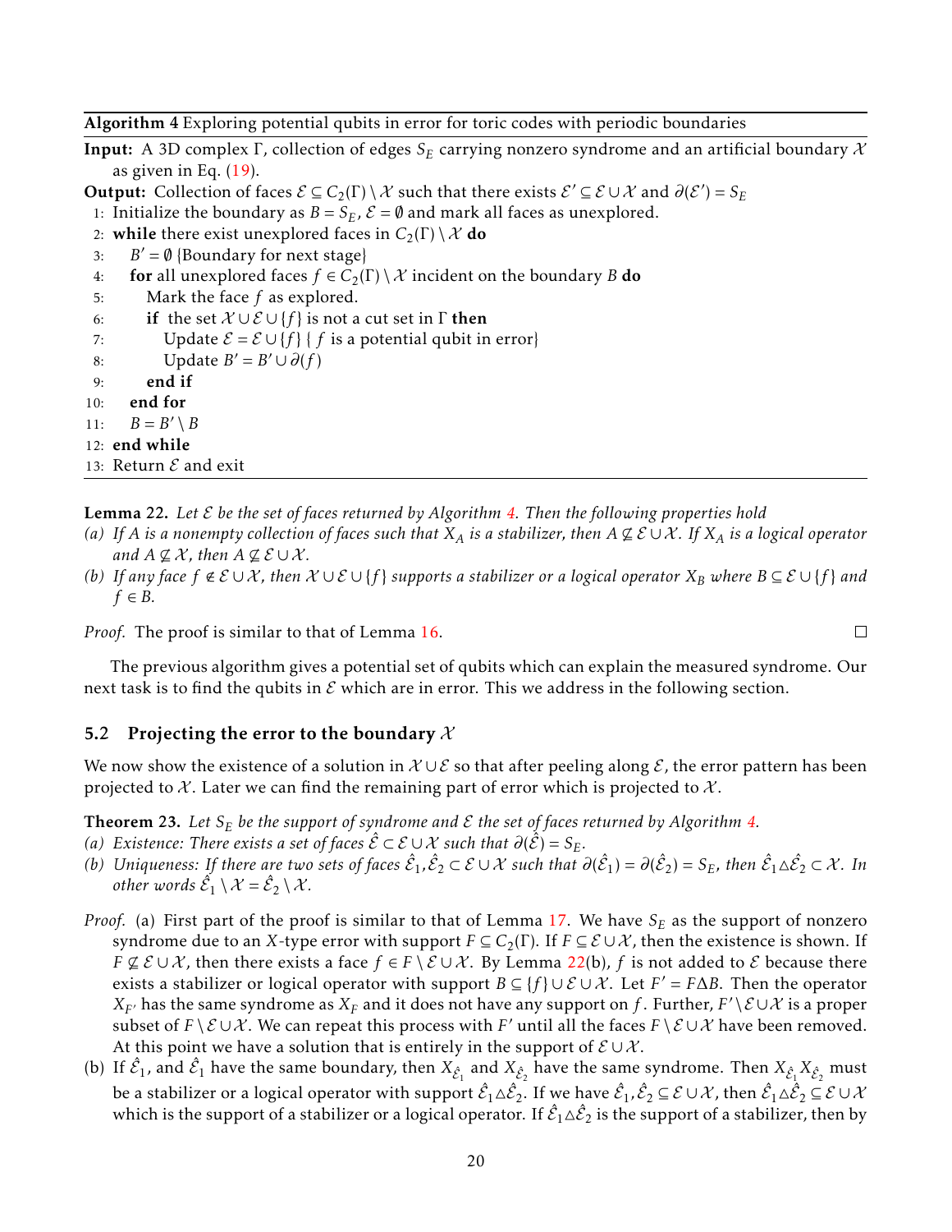**Algorithm 4** Exploring potential qubits in error for toric codes with periodic boundaries

**Input:** A 3D complex $\Gamma$, collection of edges $S_E$ carrying nonzero syndrome and an artificial boundary $\mathcal{X}$ as given in Eq. (19).

**Output:** Collection of faces $\mathcal{E} \subseteq C_2(\Gamma) \setminus \mathcal{X}$ such that there exists $\mathcal{E}' \subseteq \mathcal{E} \cup \mathcal{X}$ and $\partial(\mathcal{E}') = S_E$

```
1: Initialize the boundary as B = S_E, E = ∅ and mark all faces as unexplored.
2: while there exist unexplored faces in C_2(Γ) \ X do
3:    B' = ∅ {Boundary for next stage}
4:    for all unexplored faces f ∈ C_2(Γ) \ X incident on the boundary B do
5:       Mark the face f as explored.
6:       if the set X ∪ E ∪ {f} is not a cut set in Γ then
7:          Update E = E ∪ {f} { f is a potential qubit in error}
8:          Update B' = B' ∪ ∂(f)
9:       end if
10:   end for
11:   B = B' \ B
12: end while
13: Return E and exit
```

**Lemma 22.** *Let $\mathcal{E}$ be the set of faces returned by Algorithm 4. Then the following properties hold*

*(a) If $A$ is a nonempty collection of faces such that $X_A$ is a stabilizer, then $A \not\subseteq \mathcal{E} \cup \mathcal{X}$. If $X_A$ is a logical operator and $A \not\subseteq \mathcal{X}$, then $A \not\subseteq \mathcal{E} \cup \mathcal{X}$.*

*(b) If any face $f \notin \mathcal{E} \cup \mathcal{X}$, then $\mathcal{X} \cup \mathcal{E} \cup \{f\}$ supports a stabilizer or a logical operator $X_B$ where $B \subseteq \mathcal{E} \cup \{f\}$ and $f \in B$.*

*Proof.* The proof is similar to that of Lemma 16. ☐

The previous algorithm gives a potential set of qubits which can explain the measured syndrome. Our next task is to find the qubits in $\mathcal{E}$ which are in error. This we address in the following section.

### 5.2 Projecting the error to the boundary $\mathcal{X}$

We now show the existence of a solution in $\mathcal{X} \cup \mathcal{E}$ so that after peeling along $\mathcal{E}$, the error pattern has been projected to $\mathcal{X}$. Later we can find the remaining part of error which is projected to $\mathcal{X}$.

**Theorem 23.** *Let $S_E$ be the support of syndrome and $\mathcal{E}$ the set of faces returned by Algorithm 4.*

*(a) Existence: There exists a set of faces $\hat{\mathcal{E}} \subset \mathcal{E} \cup \mathcal{X}$ such that $\partial(\hat{\mathcal{E}}) = S_E$.*

*(b) Uniqueness: If there are two sets of faces $\hat{\mathcal{E}}_1, \hat{\mathcal{E}}_2 \subset \mathcal{E} \cup \mathcal{X}$ such that $\partial(\hat{\mathcal{E}}_1) = \partial(\hat{\mathcal{E}}_2) = S_E$, then $\hat{\mathcal{E}}_1 \triangle \hat{\mathcal{E}}_2 \subset \mathcal{X}$. In other words $\hat{\mathcal{E}}_1 \setminus \mathcal{X} = \hat{\mathcal{E}}_2 \setminus \mathcal{X}$.*

*Proof.* (a) First part of the proof is similar to that of Lemma 17. We have $S_E$ as the support of nonzero syndrome due to an $X$-type error with support $F \subseteq C_2(\Gamma)$. If $F \subseteq \mathcal{E} \cup \mathcal{X}$, then the existence is shown. If $F \not\subseteq \mathcal{E} \cup \mathcal{X}$, then there exists a face $f \in F \setminus \mathcal{E} \cup \mathcal{X}$. By Lemma 22(b), $f$ is not added to $\mathcal{E}$ because there exists a stabilizer or logical operator with support $B \subseteq \{f\} \cup \mathcal{E} \cup \mathcal{X}$. Let $F' = F \Delta B$. Then the operator $X_{F'}$ has the same syndrome as $X_F$ and it does not have any support on $f$. Further, $F' \setminus \mathcal{E} \cup \mathcal{X}$ is a proper subset of $F \setminus \mathcal{E} \cup \mathcal{X}$. We can repeat this process with $F'$ until all the faces $F \setminus \mathcal{E} \cup \mathcal{X}$ have been removed. At this point we have a solution that is entirely in the support of $\mathcal{E} \cup \mathcal{X}$.

(b) If $\hat{\mathcal{E}}_1$, and $\hat{\mathcal{E}}_1$ have the same boundary, then $X_{\hat{\mathcal{E}}_1}$ and $X_{\hat{\mathcal{E}}_2}$ have the same syndrome. Then $X_{\hat{\mathcal{E}}_1} X_{\hat{\mathcal{E}}_2}$ must be a stabilizer or a logical operator with support $\hat{\mathcal{E}}_1 \triangle \hat{\mathcal{E}}_2$. If we have $\hat{\mathcal{E}}_1, \hat{\mathcal{E}}_2 \subseteq \mathcal{E} \cup \mathcal{X}$, then $\hat{\mathcal{E}}_1 \triangle \hat{\mathcal{E}}_2 \subseteq \mathcal{E} \cup \mathcal{X}$ which is the support of a stabilizer or a logical operator. If $\hat{\mathcal{E}}_1 \triangle \hat{\mathcal{E}}_2$ is the support of a stabilizer, then by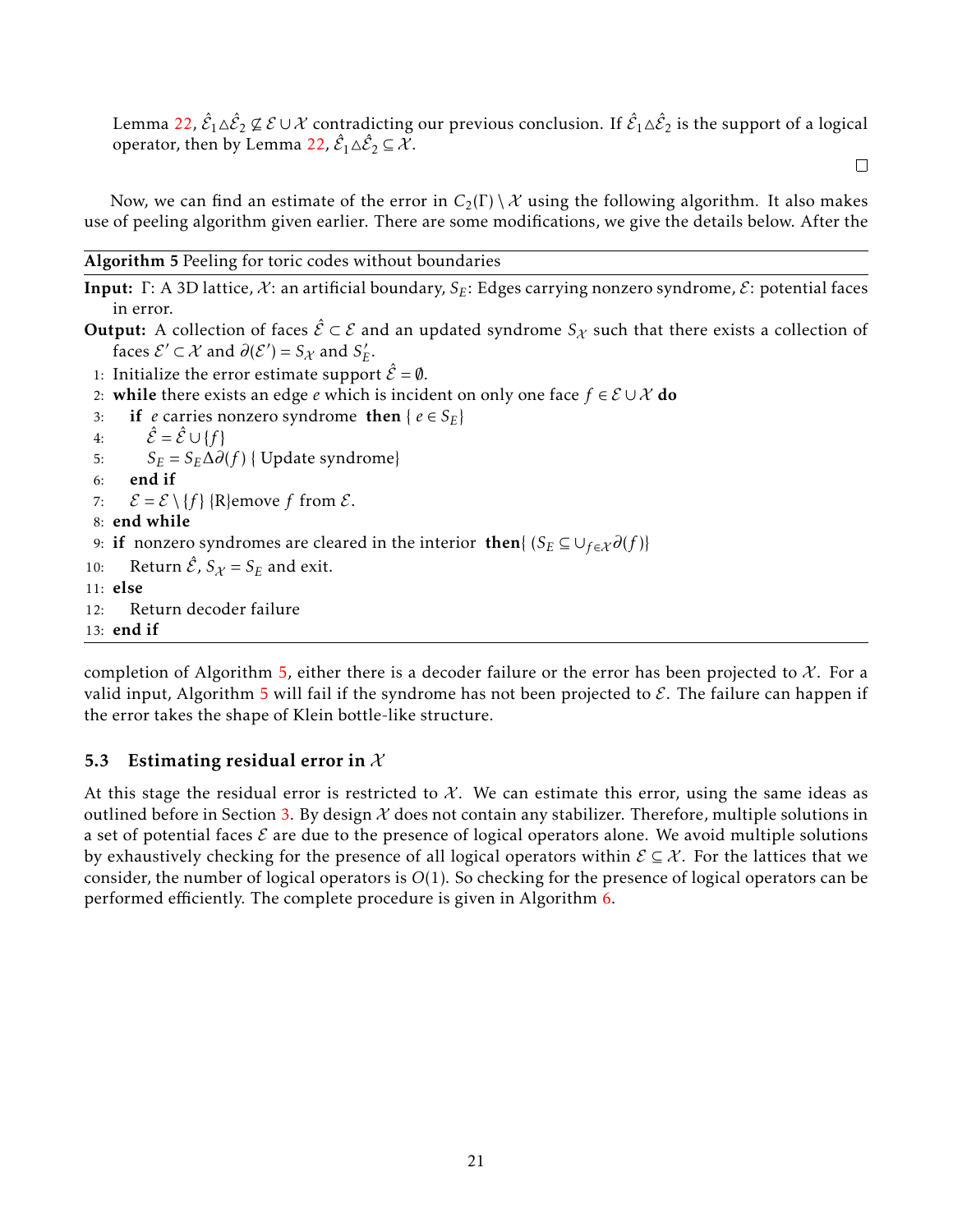Lemma 22, $\hat{\mathcal{E}}_1 \triangle \hat{\mathcal{E}}_2 \not\subseteq \mathcal{E} \cup \mathcal{X}$ contradicting our previous conclusion. If $\hat{\mathcal{E}}_1 \triangle \hat{\mathcal{E}}_2$ is the support of a logical operator, then by Lemma 22, $\hat{\mathcal{E}}_1 \triangle \hat{\mathcal{E}}_2 \subseteq \mathcal{X}$.

□

Now, we can find an estimate of the error in $C_2(\Gamma) \setminus \mathcal{X}$ using the following algorithm. It also makes use of peeling algorithm given earlier. There are some modifications, we give the details below. After the completion of Algorithm 5, either there is a decoder failure or the error has been projected to $\mathcal{X}$. For a valid input, Algorithm 5 will fail if the syndrome has not been projected to $\mathcal{E}$. The failure can happen if the error takes the shape of Klein bottle-like structure.

**Algorithm 5** Peeling for toric codes without boundaries

**Input:** $\Gamma$: A 3D lattice, $\mathcal{X}$: an artificial boundary, $S_E$: Edges carrying nonzero syndrome, $\mathcal{E}$: potential faces in error.

**Output:** A collection of faces $\hat{\mathcal{E}} \subset \mathcal{E}$ and an updated syndrome $S_{\mathcal{X}}$ such that there exists a collection of faces $\mathcal{E}' \subset \mathcal{X}$ and $\partial(\mathcal{E}') = S_{\mathcal{X}}$ and $S_E'$.

1: Initialize the error estimate support $\hat{\mathcal{E}} = \emptyset$.
2: **while** there exists an edge $e$ which is incident on only one face $f \in \mathcal{E} \cup \mathcal{X}$ **do**
3: &nbsp;&nbsp;&nbsp;**if** $e$ carries nonzero syndrome **then** { $e \in S_E$}
4: &nbsp;&nbsp;&nbsp;&nbsp;&nbsp;&nbsp;$\hat{\mathcal{E}} = \hat{\mathcal{E}} \cup \{f\}$
5: &nbsp;&nbsp;&nbsp;&nbsp;&nbsp;&nbsp;$S_E = S_E \Delta \partial(f)$ { Update syndrome}
6: &nbsp;&nbsp;&nbsp;**end if**
7: &nbsp;&nbsp;&nbsp;$\mathcal{E} = \mathcal{E} \setminus \{f\}$ {R}emove $f$ from $\mathcal{E}$.
8: **end while**
9: **if** nonzero syndromes are cleared in the interior **then**{ ($S_E \subseteq \cup_{f \in \mathcal{X}} \partial(f)$}
10: &nbsp;&nbsp;&nbsp;Return $\hat{\mathcal{E}}$, $S_{\mathcal{X}} = S_E$ and exit.
11: **else**
12: &nbsp;&nbsp;&nbsp;Return decoder failure
13: **end if**

### 5.3 Estimating residual error in $\mathcal{X}$

At this stage the residual error is restricted to $\mathcal{X}$. We can estimate this error, using the same ideas as outlined before in Section 3. By design $\mathcal{X}$ does not contain any stabilizer. Therefore, multiple solutions in a set of potential faces $\mathcal{E}$ are due to the presence of logical operators alone. We avoid multiple solutions by exhaustively checking for the presence of all logical operators within $\mathcal{E} \subseteq \mathcal{X}$. For the lattices that we consider, the number of logical operators is $O(1)$. So checking for the presence of logical operators can be performed efficiently. The complete procedure is given in Algorithm 6.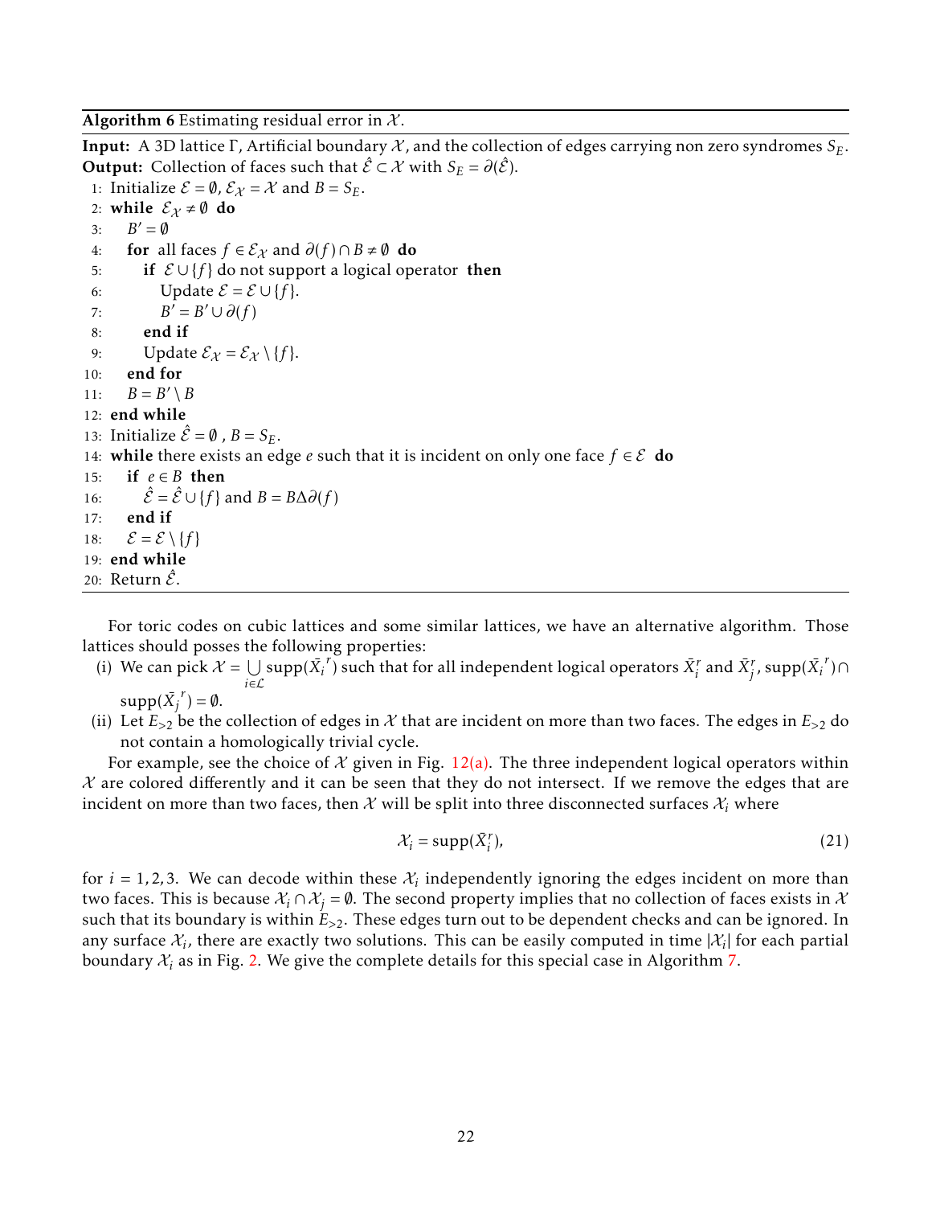**Algorithm 6** Estimating residual error in $\mathcal{X}$.

**Input:** A 3D lattice $\Gamma$, Artificial boundary $\mathcal{X}$, and the collection of edges carrying non zero syndromes $S_E$.
**Output:** Collection of faces such that $\hat{\mathcal{E}} \subset \mathcal{X}$ with $S_E = \partial(\hat{\mathcal{E}})$.

```
1: Initialize ℰ = ∅, ℰ_𝒳 = 𝒳 and B = S_E.
2: while ℰ_𝒳 ≠ ∅ do
3:     B′ = ∅
4:     for all faces f ∈ ℰ_𝒳 and ∂(f) ∩ B ≠ ∅ do
5:         if ℰ ∪ {f} do not support a logical operator then
6:             Update ℰ = ℰ ∪ {f}.
7:             B′ = B′ ∪ ∂(f)
8:         end if
9:         Update ℰ_𝒳 = ℰ_𝒳 \ {f}.
10:    end for
11:    B = B′ \ B
12: end while
13: Initialize ℰ̂ = ∅ , B = S_E.
14: while there exists an edge e such that it is incident on only one face f ∈ ℰ do
15:    if e ∈ B then
16:        ℰ̂ = ℰ̂ ∪ {f} and B = BΔ∂(f)
17:    end if
18:    ℰ = ℰ \ {f}
19: end while
20: Return ℰ̂.
```

For toric codes on cubic lattices and some similar lattices, we have an alternative algorithm. Those lattices should posses the following properties:

(i) We can pick $\mathcal{X} = \bigcup_{i \in \mathcal{L}} \text{supp}(\bar{X}_i^{\,r})$ such that for all independent logical operators $\bar{X}_i^r$ and $\bar{X}_j^r$, $\text{supp}(\bar{X}_i^{\,r}) \cap \text{supp}(\bar{X}_j^{\,r}) = \emptyset$.

(ii) Let $E_{>2}$ be the collection of edges in $\mathcal{X}$ that are incident on more than two faces. The edges in $E_{>2}$ do not contain a homologically trivial cycle.

For example, see the choice of $\mathcal{X}$ given in Fig. 12(a). The three independent logical operators within $\mathcal{X}$ are colored differently and it can be seen that they do not intersect. If we remove the edges that are incident on more than two faces, then $\mathcal{X}$ will be split into three disconnected surfaces $\mathcal{X}_i$ where

$$\mathcal{X}_i = \text{supp}(\bar{X}_i^r), \tag{21}$$

for $i = 1, 2, 3$. We can decode within these $\mathcal{X}_i$ independently ignoring the edges incident on more than two faces. This is because $\mathcal{X}_i \cap \mathcal{X}_j = \emptyset$. The second property implies that no collection of faces exists in $\mathcal{X}$ such that its boundary is within $E_{>2}$. These edges turn out to be dependent checks and can be ignored. In any surface $\mathcal{X}_i$, there are exactly two solutions. This can be easily computed in time $|\mathcal{X}_i|$ for each partial boundary $\mathcal{X}_i$ as in Fig. 2. We give the complete details for this special case in Algorithm 7.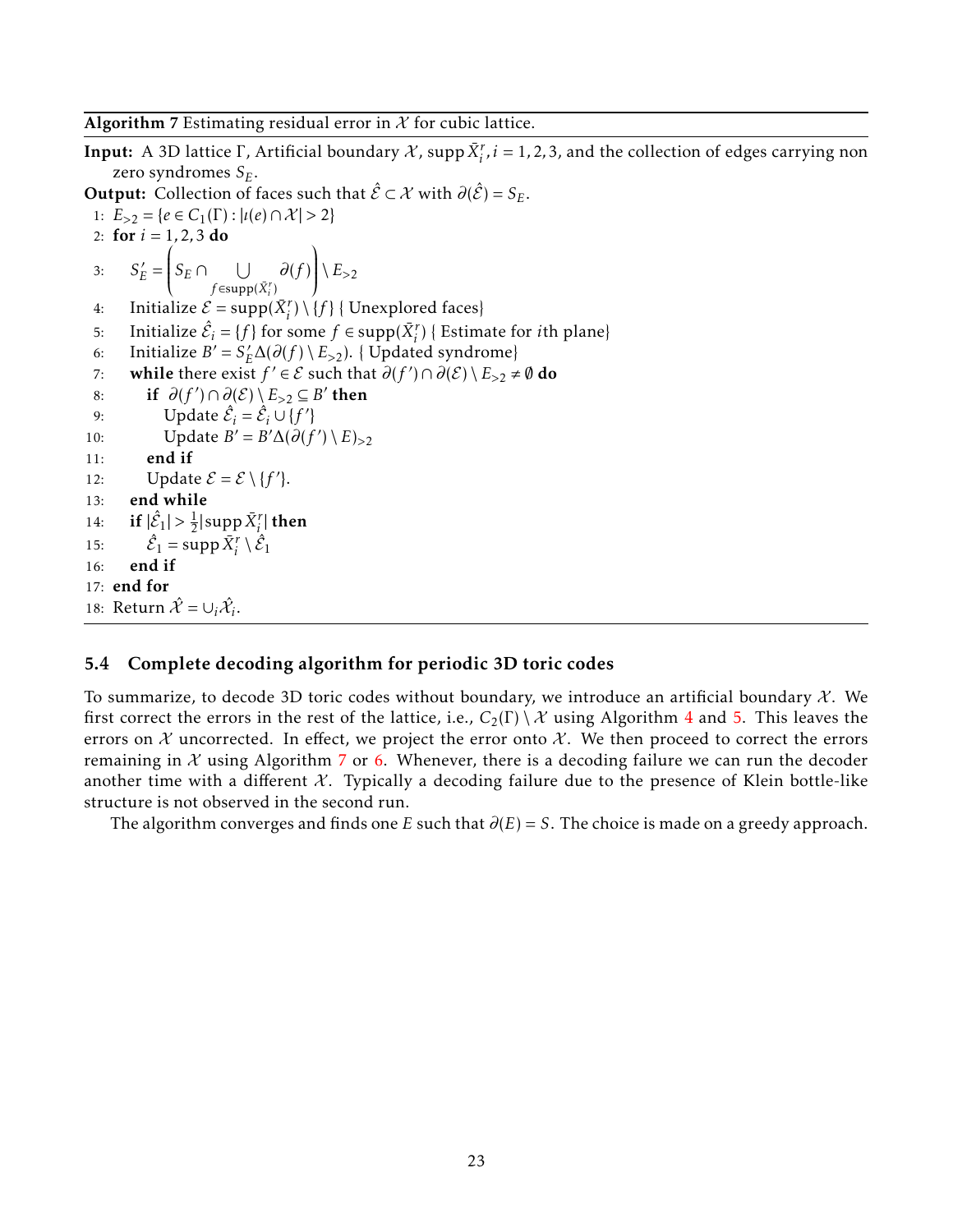**Algorithm 7** Estimating residual error in $\mathcal{X}$ for cubic lattice.

**Input:** A 3D lattice $\Gamma$, Artificial boundary $\mathcal{X}$, supp $\bar{X}_i^r, i = 1,2,3$, and the collection of edges carrying non zero syndromes $S_E$.

**Output:** Collection of faces such that $\hat{\mathcal{E}} \subset \mathcal{X}$ with $\partial(\hat{\mathcal{E}}) = S_E$.

1: $E_{>2} = \{e \in C_1(\Gamma) : |\iota(e) \cap \mathcal{X}| > 2\}$
2: **for** $i = 1,2,3$ **do**
3: $\quad S'_E = \left( S_E \cap \bigcup_{f \in \text{supp}(\bar{X}_i^r)} \partial(f) \right) \setminus E_{>2}$
4: $\quad$ Initialize $\mathcal{E} = \text{supp}(\bar{X}_i^r) \setminus \{f\}$ { Unexplored faces}
5: $\quad$ Initialize $\hat{\mathcal{E}}_i = \{f\}$ for some $f \in \text{supp}(\bar{X}_i^r)$ { Estimate for $i$th plane}
6: $\quad$ Initialize $B' = S'_E \Delta(\partial(f) \setminus E_{>2})$. { Updated syndrome}
7: $\quad$ **while** there exist $f' \in \mathcal{E}$ such that $\partial(f') \cap \partial(\mathcal{E}) \setminus E_{>2} \neq \emptyset$ **do**
8: $\quad\quad$ **if** $\partial(f') \cap \partial(\mathcal{E}) \setminus E_{>2} \subseteq B'$ **then**
9: $\quad\quad\quad$ Update $\hat{\mathcal{E}}_i = \hat{\mathcal{E}}_i \cup \{f'\}$
10: $\quad\quad\quad$ Update $B' = B' \Delta(\partial(f') \setminus E)_{>2}$
11: $\quad\quad$ **end if**
12: $\quad\quad$ Update $\mathcal{E} = \mathcal{E} \setminus \{f'\}$.
13: $\quad$ **end while**
14: $\quad$ **if** $|\hat{\mathcal{E}}_1| > \frac{1}{2}|\text{supp}\, \bar{X}_i^r|$ **then**
15: $\quad\quad$ $\hat{\mathcal{E}}_1 = \text{supp}\, \bar{X}_i^r \setminus \hat{\mathcal{E}}_1$
16: $\quad$ **end if**
17: **end for**
18: Return $\hat{\mathcal{X}} = \cup_i \hat{\mathcal{X}}_i$.

### 5.4 Complete decoding algorithm for periodic 3D toric codes

To summarize, to decode 3D toric codes without boundary, we introduce an artificial boundary $\mathcal{X}$. We first correct the errors in the rest of the lattice, i.e., $C_2(\Gamma) \setminus \mathcal{X}$ using Algorithm 4 and 5. This leaves the errors on $\mathcal{X}$ uncorrected. In effect, we project the error onto $\mathcal{X}$. We then proceed to correct the errors remaining in $\mathcal{X}$ using Algorithm 7 or 6. Whenever, there is a decoding failure we can run the decoder another time with a different $\mathcal{X}$. Typically a decoding failure due to the presence of Klein bottle-like structure is not observed in the second run.

The algorithm converges and finds one $E$ such that $\partial(E) = S$. The choice is made on a greedy approach.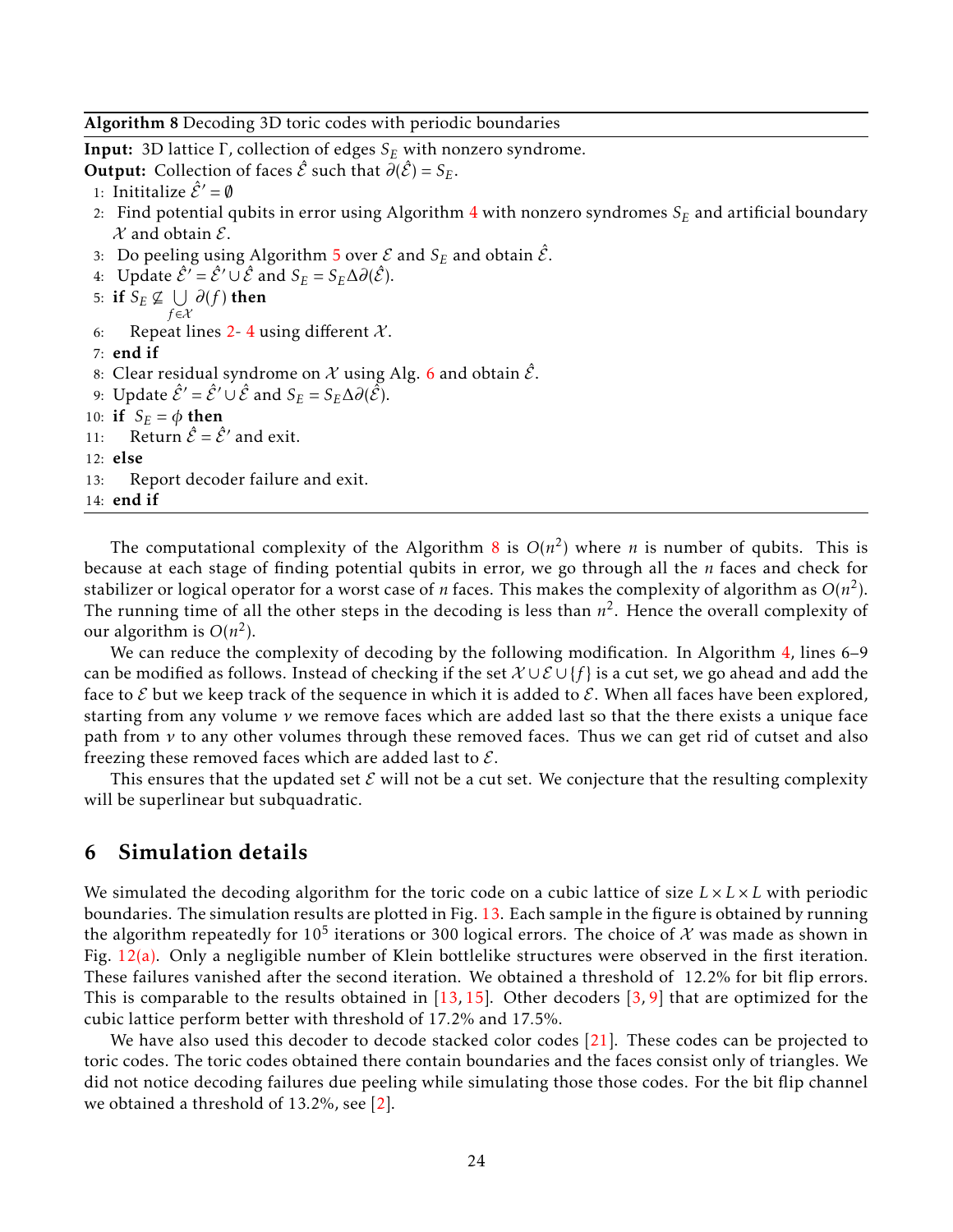**Algorithm 8** Decoding 3D toric codes with periodic boundaries

**Input:** 3D lattice $\Gamma$, collection of edges $S_E$ with nonzero syndrome.
**Output:** Collection of faces $\hat{\mathcal{E}}$ such that $\partial(\hat{\mathcal{E}}) = S_E$.

1: Inititalize $\hat{\mathcal{E}}' = \emptyset$
2: Find potential qubits in error using Algorithm 4 with nonzero syndromes $S_E$ and artificial boundary $\mathcal{X}$ and obtain $\mathcal{E}$.
3: Do peeling using Algorithm 5 over $\mathcal{E}$ and $S_E$ and obtain $\hat{\mathcal{E}}$.
4: Update $\hat{\mathcal{E}}' = \hat{\mathcal{E}}' \cup \hat{\mathcal{E}}$ and $S_E = S_E \Delta \partial(\hat{\mathcal{E}})$.
5: **if** $S_E \not\subseteq \bigcup_{f \in \mathcal{X}} \partial(f)$ **then**
6: &nbsp;&nbsp;&nbsp;&nbsp;Repeat lines 2- 4 using different $\mathcal{X}$.
7: **end if**
8: Clear residual syndrome on $\mathcal{X}$ using Alg. 6 and obtain $\hat{\mathcal{E}}$.
9: Update $\hat{\mathcal{E}}' = \hat{\mathcal{E}}' \cup \hat{\mathcal{E}}$ and $S_E = S_E \Delta \partial(\hat{\mathcal{E}})$.
10: **if** $S_E = \phi$ **then**
11: &nbsp;&nbsp;&nbsp;&nbsp;Return $\hat{\mathcal{E}} = \hat{\mathcal{E}}'$ and exit.
12: **else**
13: &nbsp;&nbsp;&nbsp;&nbsp;Report decoder failure and exit.
14: **end if**

The computational complexity of the Algorithm 8 is $O(n^2)$ where $n$ is number of qubits. This is because at each stage of finding potential qubits in error, we go through all the $n$ faces and check for stabilizer or logical operator for a worst case of $n$ faces. This makes the complexity of algorithm as $O(n^2)$. The running time of all the other steps in the decoding is less than $n^2$. Hence the overall complexity of our algorithm is $O(n^2)$.

We can reduce the complexity of decoding by the following modification. In Algorithm 4, lines 6–9 can be modified as follows. Instead of checking if the set $\mathcal{X} \cup \mathcal{E} \cup \{f\}$ is a cut set, we go ahead and add the face to $\mathcal{E}$ but we keep track of the sequence in which it is added to $\mathcal{E}$. When all faces have been explored, starting from any volume $v$ we remove faces which are added last so that the there exists a unique face path from $v$ to any other volumes through these removed faces. Thus we can get rid of cutset and also freezing these removed faces which are added last to $\mathcal{E}$.

This ensures that the updated set $\mathcal{E}$ will not be a cut set. We conjecture that the resulting complexity will be superlinear but subquadratic.

## 6 Simulation details

We simulated the decoding algorithm for the toric code on a cubic lattice of size $L \times L \times L$ with periodic boundaries. The simulation results are plotted in Fig. 13. Each sample in the figure is obtained by running the algorithm repeatedly for $10^5$ iterations or 300 logical errors. The choice of $\mathcal{X}$ was made as shown in Fig. 12(a). Only a negligible number of Klein bottlelike structures were observed in the first iteration. These failures vanished after the second iteration. We obtained a threshold of 12.2% for bit flip errors. This is comparable to the results obtained in [13, 15]. Other decoders [3, 9] that are optimized for the cubic lattice perform better with threshold of 17.2% and 17.5%.

We have also used this decoder to decode stacked color codes [21]. These codes can be projected to toric codes. The toric codes obtained there contain boundaries and the faces consist only of triangles. We did not notice decoding failures due peeling while simulating those those codes. For the bit flip channel we obtained a threshold of 13.2%, see [2].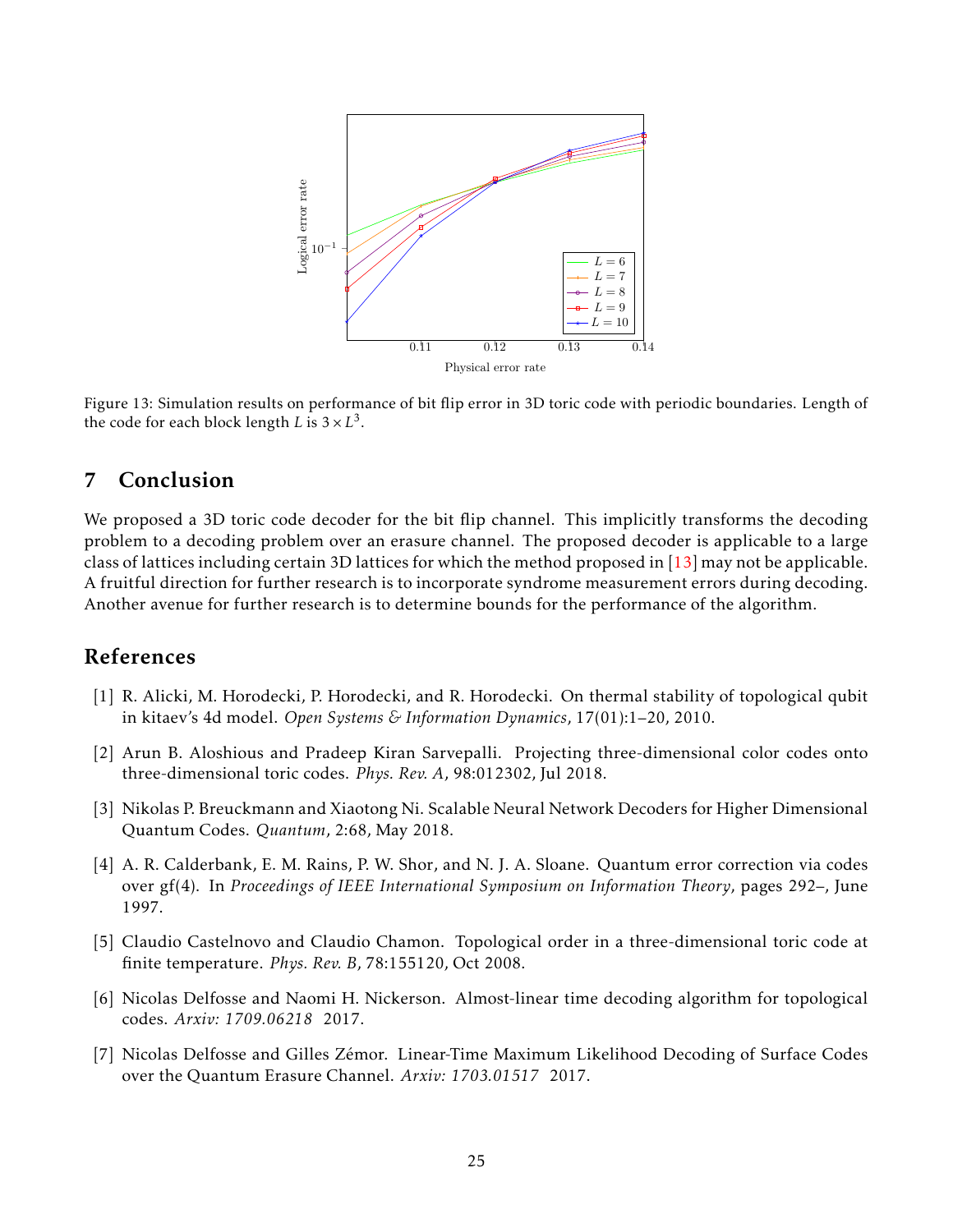Figure 13: Simulation results on performance of bit flip error in 3D toric code with periodic boundaries. Length of the code for each block length $L$ is $3 \times L^3$.

## 7 Conclusion

We proposed a 3D toric code decoder for the bit flip channel. This implicitly transforms the decoding problem to a decoding problem over an erasure channel. The proposed decoder is applicable to a large class of lattices including certain 3D lattices for which the method proposed in [13] may not be applicable. A fruitful direction for further research is to incorporate syndrome measurement errors during decoding. Another avenue for further research is to determine bounds for the performance of the algorithm.

## References

[1] R. Alicki, M. Horodecki, P. Horodecki, and R. Horodecki. On thermal stability of topological qubit in kitaev's 4d model. *Open Systems & Information Dynamics*, 17(01):1–20, 2010.

[2] Arun B. Aloshious and Pradeep Kiran Sarvepalli. Projecting three-dimensional color codes onto three-dimensional toric codes. *Phys. Rev. A*, 98:012302, Jul 2018.

[3] Nikolas P. Breuckmann and Xiaotong Ni. Scalable Neural Network Decoders for Higher Dimensional Quantum Codes. *Quantum*, 2:68, May 2018.

[4] A. R. Calderbank, E. M. Rains, P. W. Shor, and N. J. A. Sloane. Quantum error correction via codes over gf(4). In *Proceedings of IEEE International Symposium on Information Theory*, pages 292–, June 1997.

[5] Claudio Castelnovo and Claudio Chamon. Topological order in a three-dimensional toric code at finite temperature. *Phys. Rev. B*, 78:155120, Oct 2008.

[6] Nicolas Delfosse and Naomi H. Nickerson. Almost-linear time decoding algorithm for topological codes. *Arxiv: 1709.06218* 2017.

[7] Nicolas Delfosse and Gilles Zémor. Linear-Time Maximum Likelihood Decoding of Surface Codes over the Quantum Erasure Channel. *Arxiv: 1703.01517* 2017.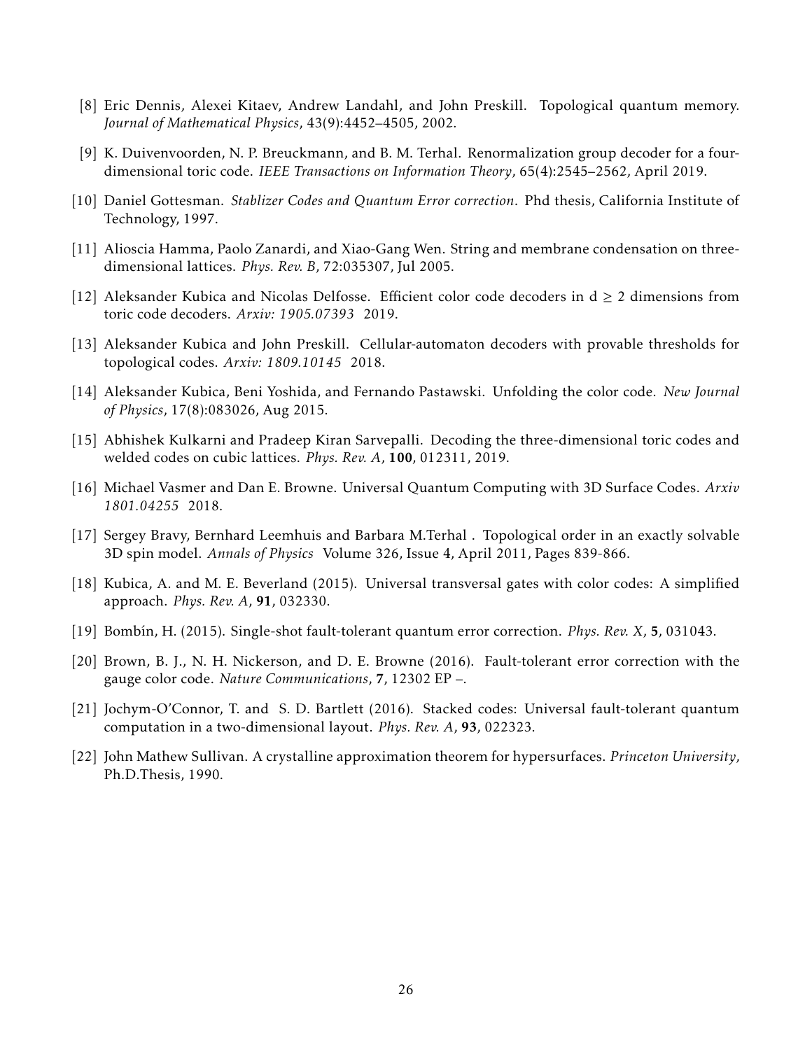[8] Eric Dennis, Alexei Kitaev, Andrew Landahl, and John Preskill. Topological quantum memory. *Journal of Mathematical Physics*, 43(9):4452–4505, 2002.

[9] K. Duivenvoorden, N. P. Breuckmann, and B. M. Terhal. Renormalization group decoder for a four-dimensional toric code. *IEEE Transactions on Information Theory*, 65(4):2545–2562, April 2019.

[10] Daniel Gottesman. *Stablizer Codes and Quantum Error correction*. Phd thesis, California Institute of Technology, 1997.

[11] Alioscia Hamma, Paolo Zanardi, and Xiao-Gang Wen. String and membrane condensation on three-dimensional lattices. *Phys. Rev. B*, 72:035307, Jul 2005.

[12] Aleksander Kubica and Nicolas Delfosse. Efficient color code decoders in d $\geq$ 2 dimensions from toric code decoders. *Arxiv: 1905.07393* 2019.

[13] Aleksander Kubica and John Preskill. Cellular-automaton decoders with provable thresholds for topological codes. *Arxiv: 1809.10145* 2018.

[14] Aleksander Kubica, Beni Yoshida, and Fernando Pastawski. Unfolding the color code. *New Journal of Physics*, 17(8):083026, Aug 2015.

[15] Abhishek Kulkarni and Pradeep Kiran Sarvepalli. Decoding the three-dimensional toric codes and welded codes on cubic lattices. *Phys. Rev. A*, **100**, 012311, 2019.

[16] Michael Vasmer and Dan E. Browne. Universal Quantum Computing with 3D Surface Codes. *Arxiv 1801.04255* 2018.

[17] Sergey Bravy, Bernhard Leemhuis and Barbara M.Terhal . Topological order in an exactly solvable 3D spin model. *Annals of Physics* Volume 326, Issue 4, April 2011, Pages 839-866.

[18] Kubica, A. and M. E. Beverland (2015). Universal transversal gates with color codes: A simplified approach. *Phys. Rev. A*, **91**, 032330.

[19] Bombín, H. (2015). Single-shot fault-tolerant quantum error correction. *Phys. Rev. X*, **5**, 031043.

[20] Brown, B. J., N. H. Nickerson, and D. E. Browne (2016). Fault-tolerant error correction with the gauge color code. *Nature Communications*, **7**, 12302 EP –.

[21] Jochym-O'Connor, T. and S. D. Bartlett (2016). Stacked codes: Universal fault-tolerant quantum computation in a two-dimensional layout. *Phys. Rev. A*, **93**, 022323.

[22] John Mathew Sullivan. A crystalline approximation theorem for hypersurfaces. *Princeton University*, Ph.D.Thesis, 1990.